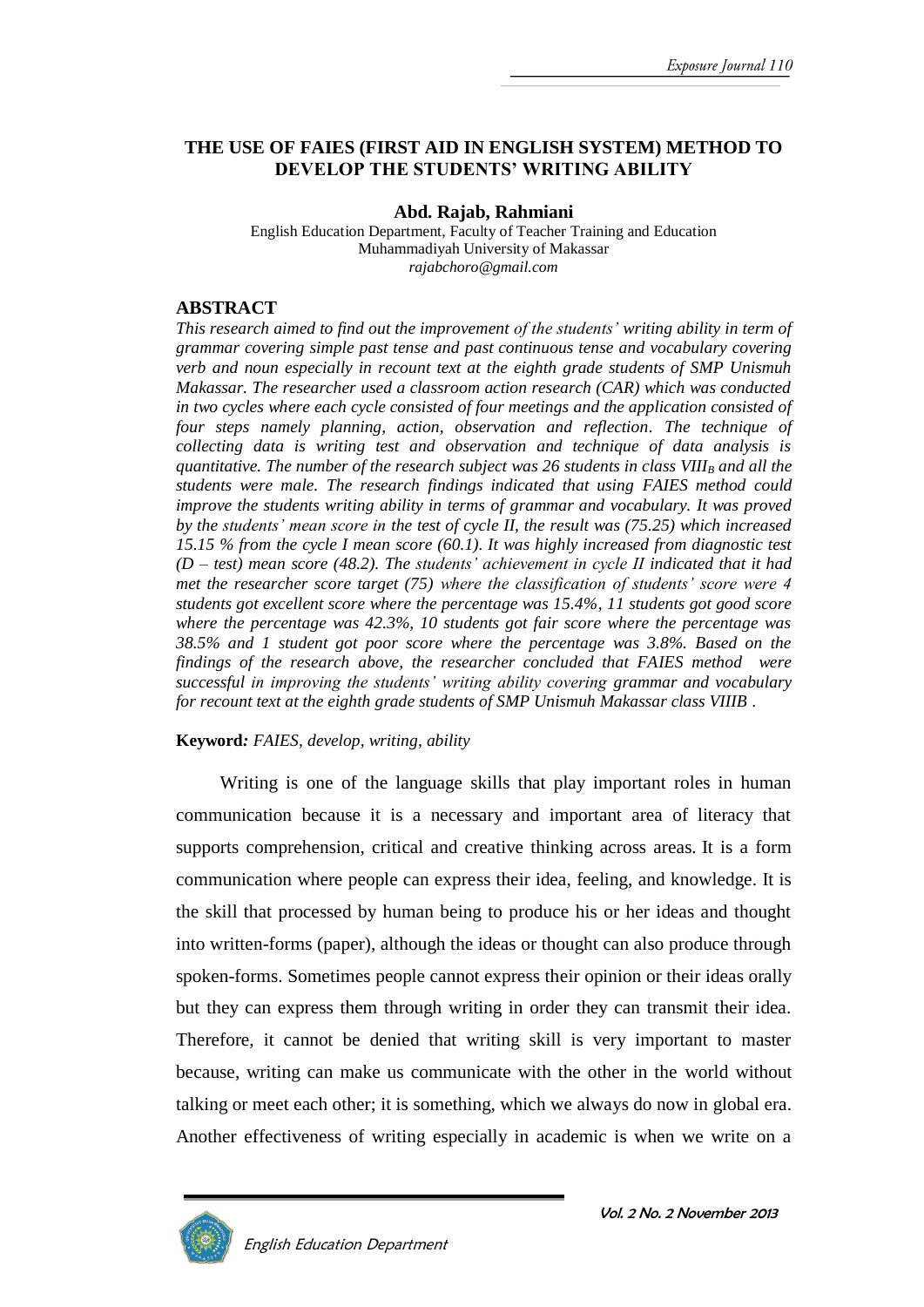# THE USE OF FAIES (FIRST AID IN ENGLISH SYSTEM) METHOD TO DEVELOP THE STUDENTS' WRITING ABILITY

**Abd. Rajab, Rahmiani**

English Education Department, Faculty of Teacher Training and Education
Muhammadiyah University of Makassar
*rajabchoro@gmail.com*

## ABSTRACT

*This research aimed to find out the improvement of the students' writing ability in term of grammar covering simple past tense and past continuous tense and vocabulary covering verb and noun especially in recount text at the eighth grade students of SMP Unismuh Makassar. The researcher used a classroom action research (CAR) which was conducted in two cycles where each cycle consisted of four meetings and the application consisted of four steps namely planning, action, observation and reflection. The technique of collecting data is writing test and observation and technique of data analysis is quantitative. The number of the research subject was 26 students in class VIII$_B$ and all the students were male. The research findings indicated that using FAIES method could improve the students writing ability in terms of grammar and vocabulary. It was proved by the students' mean score in the test of cycle II, the result was (75.25) which increased 15.15 % from the cycle I mean score (60.1). It was highly increased from diagnostic test (D – test) mean score (48.2). The students' achievement in cycle II indicated that it had met the researcher score target (75) where the classification of students' score were 4 students got excellent score where the percentage was 15.4%, 11 students got good score where the percentage was 42.3%, 10 students got fair score where the percentage was 38.5% and 1 student got poor score where the percentage was 3.8%. Based on the findings of the research above, the researcher concluded that FAIES method were successful in improving the students' writing ability covering grammar and vocabulary for recount text at the eighth grade students of SMP Unismuh Makassar class VIIIB .*

**Keyword***: FAIES, develop, writing, ability*

Writing is one of the language skills that play important roles in human communication because it is a necessary and important area of literacy that supports comprehension, critical and creative thinking across areas. It is a form communication where people can express their idea, feeling, and knowledge. It is the skill that processed by human being to produce his or her ideas and thought into written-forms (paper), although the ideas or thought can also produce through spoken-forms. Sometimes people cannot express their opinion or their ideas orally but they can express them through writing in order they can transmit their idea. Therefore, it cannot be denied that writing skill is very important to master because, writing can make us communicate with the other in the world without talking or meet each other; it is something, which we always do now in global era. Another effectiveness of writing especially in academic is when we write on a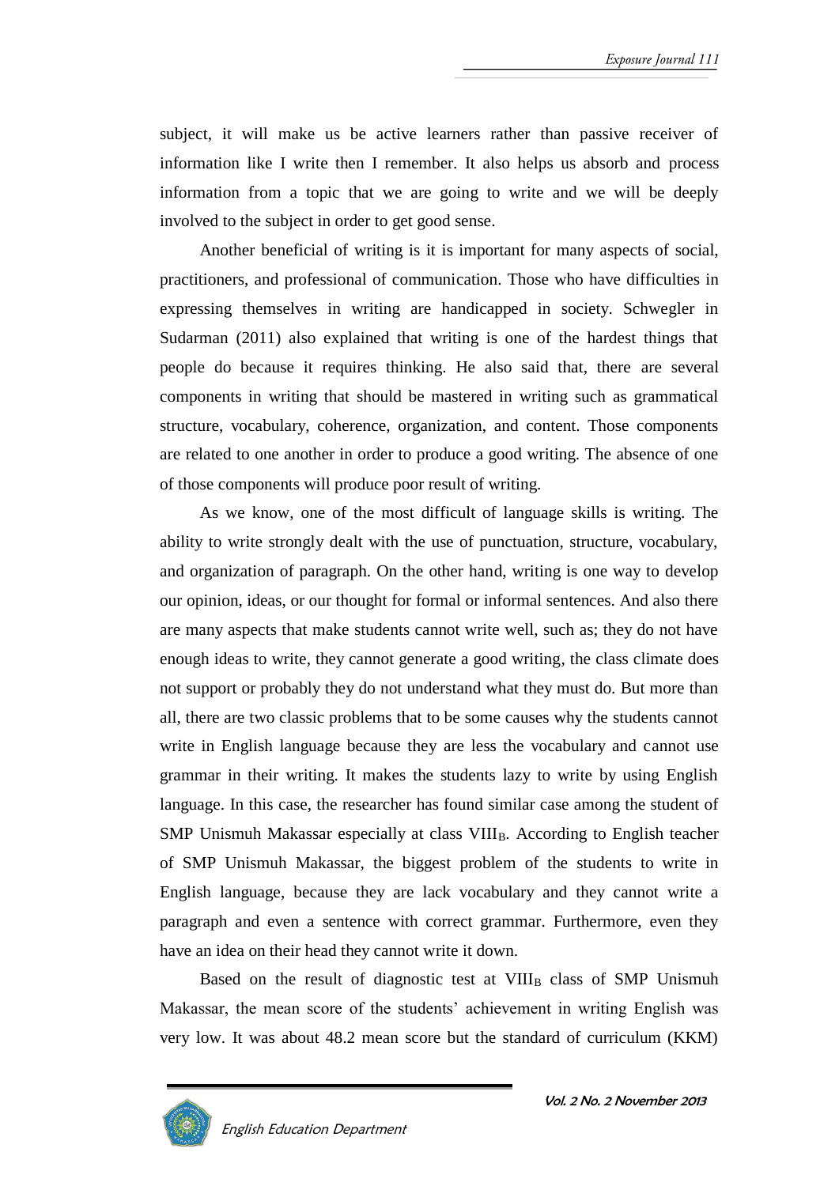subject, it will make us be active learners rather than passive receiver of information like I write then I remember. It also helps us absorb and process information from a topic that we are going to write and we will be deeply involved to the subject in order to get good sense.

Another beneficial of writing is it is important for many aspects of social, practitioners, and professional of communication. Those who have difficulties in expressing themselves in writing are handicapped in society. Schwegler in Sudarman (2011) also explained that writing is one of the hardest things that people do because it requires thinking. He also said that, there are several components in writing that should be mastered in writing such as grammatical structure, vocabulary, coherence, organization, and content. Those components are related to one another in order to produce a good writing. The absence of one of those components will produce poor result of writing.

As we know, one of the most difficult of language skills is writing. The ability to write strongly dealt with the use of punctuation, structure, vocabulary, and organization of paragraph. On the other hand, writing is one way to develop our opinion, ideas, or our thought for formal or informal sentences. And also there are many aspects that make students cannot write well, such as; they do not have enough ideas to write, they cannot generate a good writing, the class climate does not support or probably they do not understand what they must do. But more than all, there are two classic problems that to be some causes why the students cannot write in English language because they are less the vocabulary and cannot use grammar in their writing. It makes the students lazy to write by using English language. In this case, the researcher has found similar case among the student of SMP Unismuh Makassar especially at class $VIII_B$. According to English teacher of SMP Unismuh Makassar, the biggest problem of the students to write in English language, because they are lack vocabulary and they cannot write a paragraph and even a sentence with correct grammar. Furthermore, even they have an idea on their head they cannot write it down.

Based on the result of diagnostic test at $VIII_B$ class of SMP Unismuh Makassar, the mean score of the students' achievement in writing English was very low. It was about 48.2 mean score but the standard of curriculum (KKM)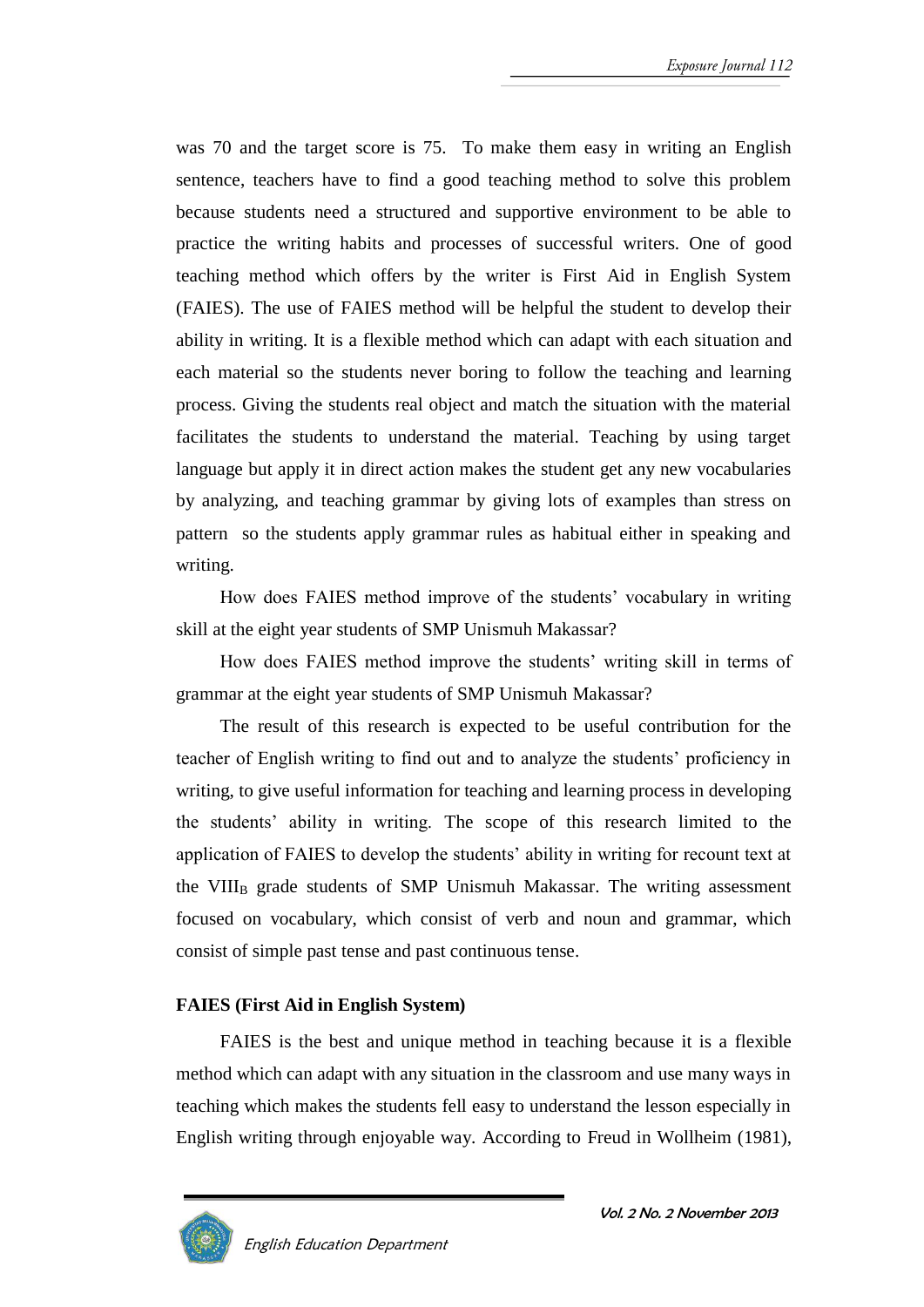was 70 and the target score is 75. To make them easy in writing an English sentence, teachers have to find a good teaching method to solve this problem because students need a structured and supportive environment to be able to practice the writing habits and processes of successful writers. One of good teaching method which offers by the writer is First Aid in English System (FAIES). The use of FAIES method will be helpful the student to develop their ability in writing. It is a flexible method which can adapt with each situation and each material so the students never boring to follow the teaching and learning process. Giving the students real object and match the situation with the material facilitates the students to understand the material. Teaching by using target language but apply it in direct action makes the student get any new vocabularies by analyzing, and teaching grammar by giving lots of examples than stress on pattern so the students apply grammar rules as habitual either in speaking and writing.

How does FAIES method improve of the students' vocabulary in writing skill at the eight year students of SMP Unismuh Makassar?

How does FAIES method improve the students' writing skill in terms of grammar at the eight year students of SMP Unismuh Makassar?

The result of this research is expected to be useful contribution for the teacher of English writing to find out and to analyze the students' proficiency in writing, to give useful information for teaching and learning process in developing the students' ability in writing. The scope of this research limited to the application of FAIES to develop the students' ability in writing for recount text at the $\text{VIII}_\text{B}$ grade students of SMP Unismuh Makassar. The writing assessment focused on vocabulary, which consist of verb and noun and grammar, which consist of simple past tense and past continuous tense.

**FAIES (First Aid in English System)**

FAIES is the best and unique method in teaching because it is a flexible method which can adapt with any situation in the classroom and use many ways in teaching which makes the students fell easy to understand the lesson especially in English writing through enjoyable way. According to Freud in Wollheim (1981),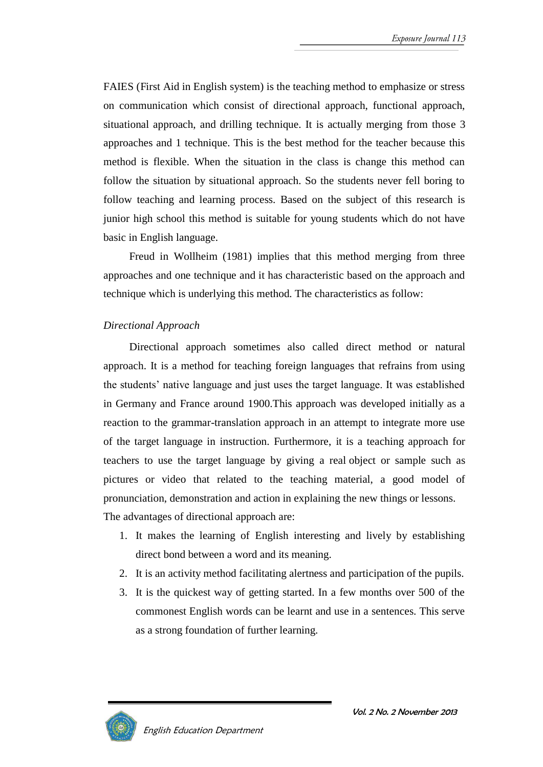FAIES (First Aid in English system) is the teaching method to emphasize or stress on communication which consist of directional approach, functional approach, situational approach, and drilling technique. It is actually merging from those 3 approaches and 1 technique. This is the best method for the teacher because this method is flexible. When the situation in the class is change this method can follow the situation by situational approach. So the students never fell boring to follow teaching and learning process. Based on the subject of this research is junior high school this method is suitable for young students which do not have basic in English language.

Freud in Wollheim (1981) implies that this method merging from three approaches and one technique and it has characteristic based on the approach and technique which is underlying this method. The characteristics as follow:

*Directional Approach*

Directional approach sometimes also called direct method or natural approach. It is a method for teaching foreign languages that refrains from using the students' native language and just uses the target language. It was established in Germany and France around 1900.This approach was developed initially as a reaction to the grammar-translation approach in an attempt to integrate more use of the target language in instruction. Furthermore, it is a teaching approach for teachers to use the target language by giving a real object or sample such as pictures or video that related to the teaching material, a good model of pronunciation, demonstration and action in explaining the new things or lessons.

The advantages of directional approach are:

1. It makes the learning of English interesting and lively by establishing direct bond between a word and its meaning.
2. It is an activity method facilitating alertness and participation of the pupils.
3. It is the quickest way of getting started. In a few months over 500 of the commonest English words can be learnt and use in a sentences. This serve as a strong foundation of further learning.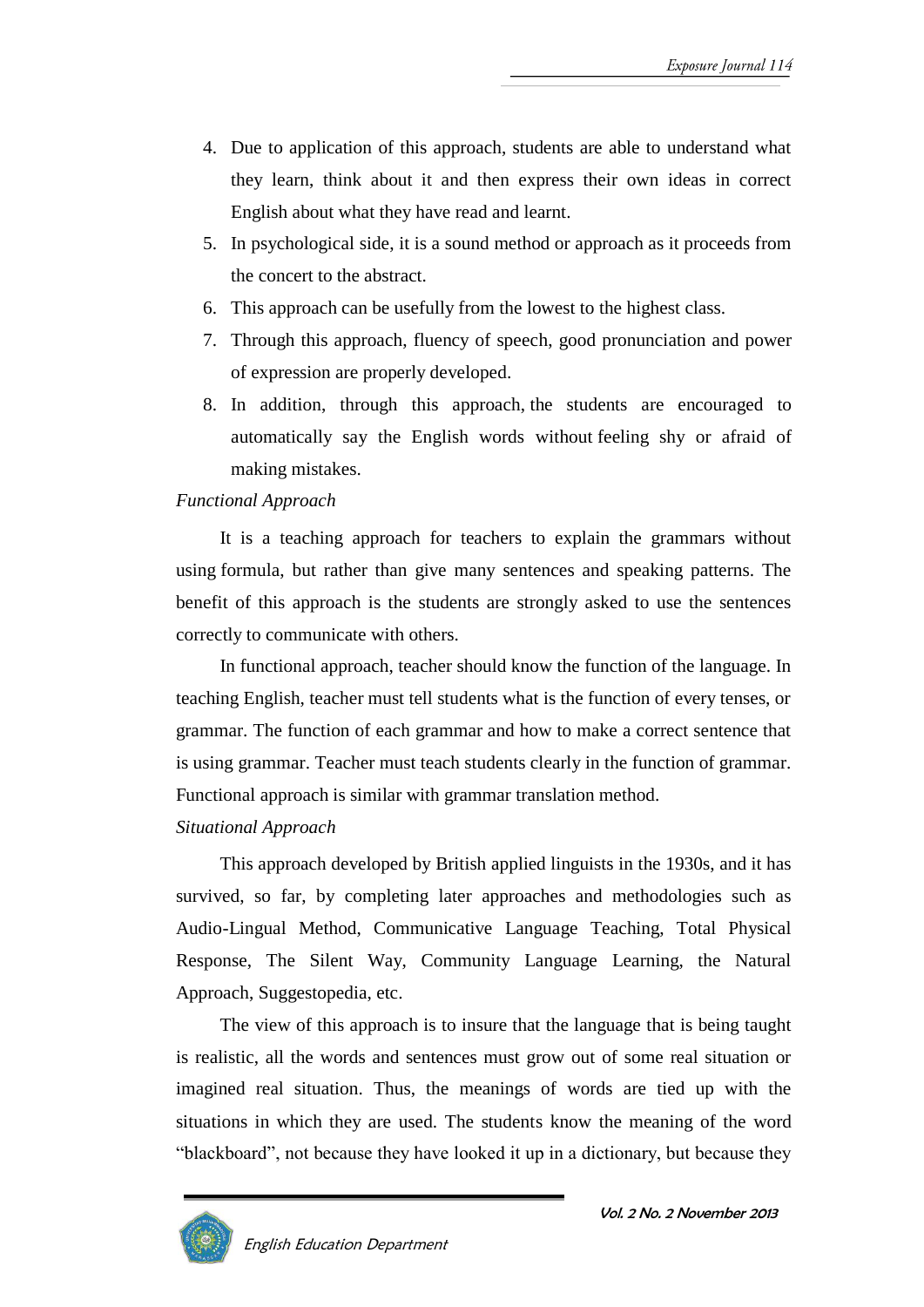4. Due to application of this approach, students are able to understand what they learn, think about it and then express their own ideas in correct English about what they have read and learnt.
5. In psychological side, it is a sound method or approach as it proceeds from the concert to the abstract.
6. This approach can be usefully from the lowest to the highest class.
7. Through this approach, fluency of speech, good pronunciation and power of expression are properly developed.
8. In addition, through this approach, the students are encouraged to automatically say the English words without feeling shy or afraid of making mistakes.

*Functional Approach*

It is a teaching approach for teachers to explain the grammars without using formula, but rather than give many sentences and speaking patterns. The benefit of this approach is the students are strongly asked to use the sentences correctly to communicate with others.

In functional approach, teacher should know the function of the language. In teaching English, teacher must tell students what is the function of every tenses, or grammar. The function of each grammar and how to make a correct sentence that is using grammar. Teacher must teach students clearly in the function of grammar. Functional approach is similar with grammar translation method.

*Situational Approach*

This approach developed by British applied linguists in the 1930s, and it has survived, so far, by completing later approaches and methodologies such as Audio-Lingual Method, Communicative Language Teaching, Total Physical Response, The Silent Way, Community Language Learning, the Natural Approach, Suggestopedia, etc.

The view of this approach is to insure that the language that is being taught is realistic, all the words and sentences must grow out of some real situation or imagined real situation. Thus, the meanings of words are tied up with the situations in which they are used. The students know the meaning of the word "blackboard", not because they have looked it up in a dictionary, but because they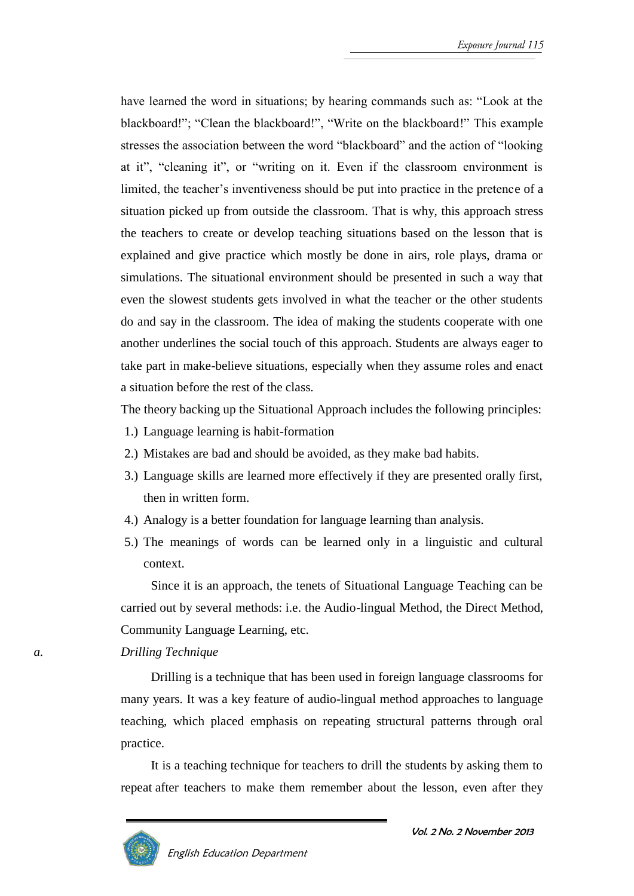have learned the word in situations; by hearing commands such as: "Look at the blackboard!"; "Clean the blackboard!", "Write on the blackboard!" This example stresses the association between the word "blackboard" and the action of "looking at it", "cleaning it", or "writing on it. Even if the classroom environment is limited, the teacher's inventiveness should be put into practice in the pretence of a situation picked up from outside the classroom. That is why, this approach stress the teachers to create or develop teaching situations based on the lesson that is explained and give practice which mostly be done in airs, role plays, drama or simulations. The situational environment should be presented in such a way that even the slowest students gets involved in what the teacher or the other students do and say in the classroom. The idea of making the students cooperate with one another underlines the social touch of this approach. Students are always eager to take part in make-believe situations, especially when they assume roles and enact a situation before the rest of the class.

The theory backing up the Situational Approach includes the following principles:

1.) Language learning is habit-formation
2.) Mistakes are bad and should be avoided, as they make bad habits.
3.) Language skills are learned more effectively if they are presented orally first, then in written form.
4.) Analogy is a better foundation for language learning than analysis.
5.) The meanings of words can be learned only in a linguistic and cultural context.

Since it is an approach, the tenets of Situational Language Teaching can be carried out by several methods: i.e. the Audio-lingual Method, the Direct Method, Community Language Learning, etc.

*a. Drilling Technique*

Drilling is a technique that has been used in foreign language classrooms for many years. It was a key feature of audio-lingual method approaches to language teaching, which placed emphasis on repeating structural patterns through oral practice.

It is a teaching technique for teachers to drill the students by asking them to repeat after teachers to make them remember about the lesson, even after they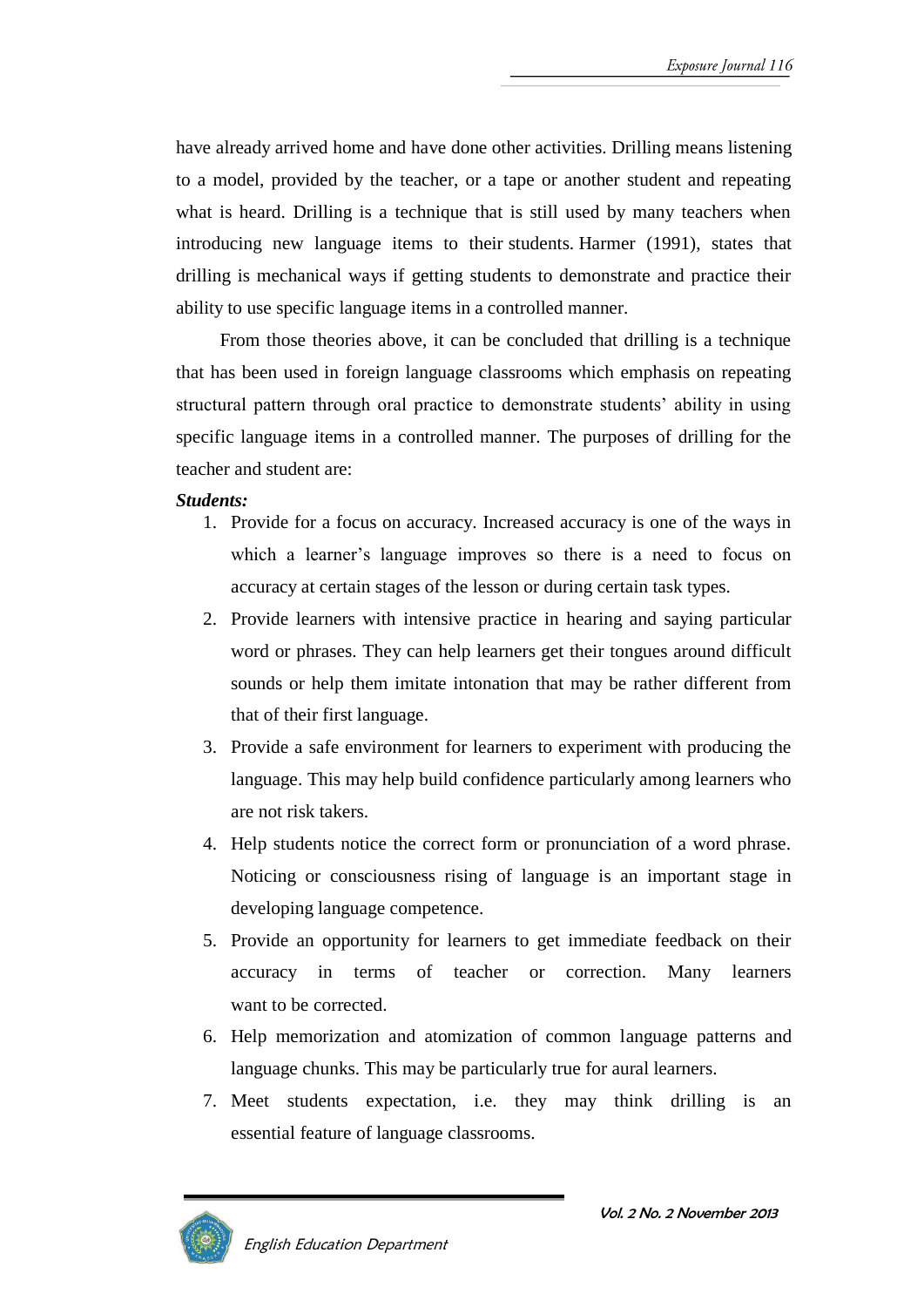have already arrived home and have done other activities. Drilling means listening to a model, provided by the teacher, or a tape or another student and repeating what is heard. Drilling is a technique that is still used by many teachers when introducing new language items to their students. Harmer (1991), states that drilling is mechanical ways if getting students to demonstrate and practice their ability to use specific language items in a controlled manner.

From those theories above, it can be concluded that drilling is a technique that has been used in foreign language classrooms which emphasis on repeating structural pattern through oral practice to demonstrate students' ability in using specific language items in a controlled manner. The purposes of drilling for the teacher and student are:

***Students:***

1. Provide for a focus on accuracy. Increased accuracy is one of the ways in which a learner's language improves so there is a need to focus on accuracy at certain stages of the lesson or during certain task types.
2. Provide learners with intensive practice in hearing and saying particular word or phrases. They can help learners get their tongues around difficult sounds or help them imitate intonation that may be rather different from that of their first language.
3. Provide a safe environment for learners to experiment with producing the language. This may help build confidence particularly among learners who are not risk takers.
4. Help students notice the correct form or pronunciation of a word phrase. Noticing or consciousness rising of language is an important stage in developing language competence.
5. Provide an opportunity for learners to get immediate feedback on their accuracy in terms of teacher or correction. Many learners want to be corrected.
6. Help memorization and atomization of common language patterns and language chunks. This may be particularly true for aural learners.
7. Meet students expectation, i.e. they may think drilling is an essential feature of language classrooms.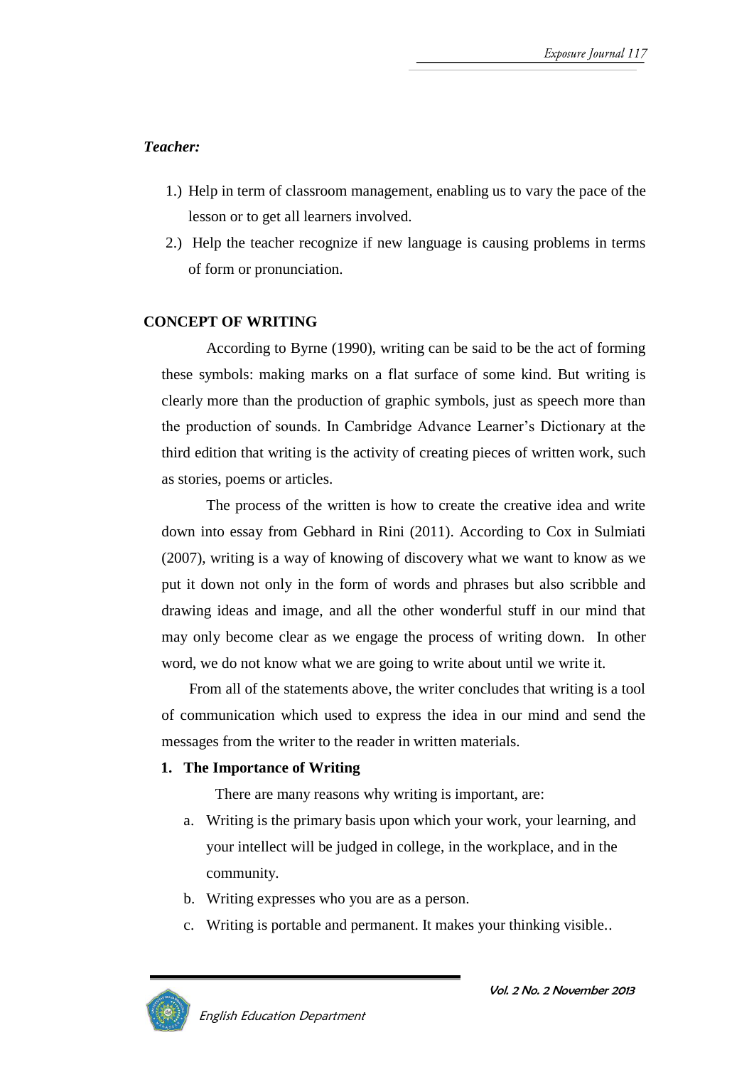***Teacher:***

1.) Help in term of classroom management, enabling us to vary the pace of the lesson or to get all learners involved.
2.) Help the teacher recognize if new language is causing problems in terms of form or pronunciation.

## CONCEPT OF WRITING

According to Byrne (1990), writing can be said to be the act of forming these symbols: making marks on a flat surface of some kind. But writing is clearly more than the production of graphic symbols, just as speech more than the production of sounds. In Cambridge Advance Learner's Dictionary at the third edition that writing is the activity of creating pieces of written work, such as stories, poems or articles.

The process of the written is how to create the creative idea and write down into essay from Gebhard in Rini (2011). According to Cox in Sulmiati (2007), writing is a way of knowing of discovery what we want to know as we put it down not only in the form of words and phrases but also scribble and drawing ideas and image, and all the other wonderful stuff in our mind that may only become clear as we engage the process of writing down. In other word, we do not know what we are going to write about until we write it.

From all of the statements above, the writer concludes that writing is a tool of communication which used to express the idea in our mind and send the messages from the writer to the reader in written materials.

### 1. The Importance of Writing

There are many reasons why writing is important, are:

a. Writing is the primary basis upon which your work, your learning, and your intellect will be judged in college, in the workplace, and in the community.
b. Writing expresses who you are as a person.
c. Writing is portable and permanent. It makes your thinking visible..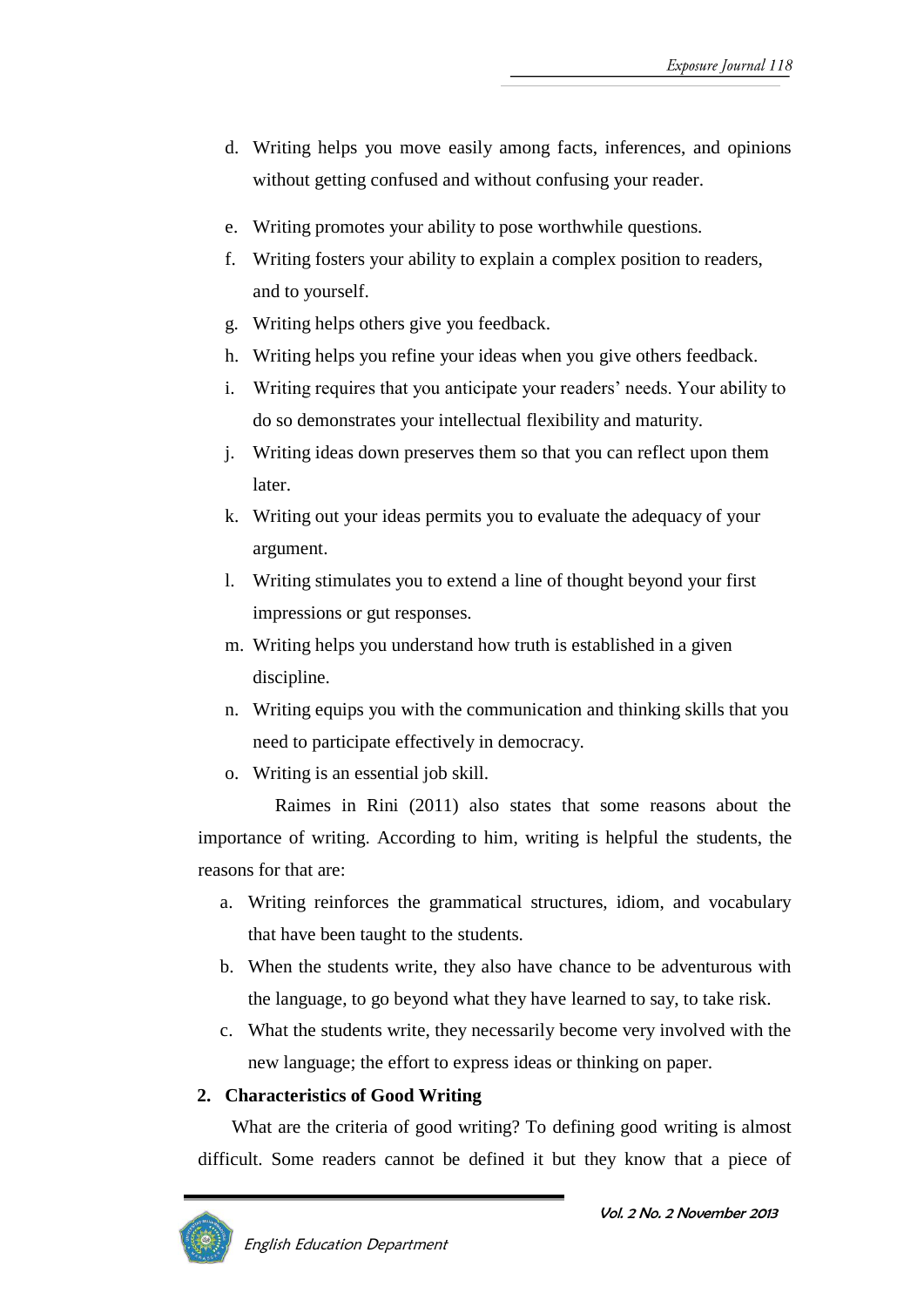d. Writing helps you move easily among facts, inferences, and opinions without getting confused and without confusing your reader.
e. Writing promotes your ability to pose worthwhile questions.
f. Writing fosters your ability to explain a complex position to readers, and to yourself.
g. Writing helps others give you feedback.
h. Writing helps you refine your ideas when you give others feedback.
i. Writing requires that you anticipate your readers' needs. Your ability to do so demonstrates your intellectual flexibility and maturity.
j. Writing ideas down preserves them so that you can reflect upon them later.
k. Writing out your ideas permits you to evaluate the adequacy of your argument.
l. Writing stimulates you to extend a line of thought beyond your first impressions or gut responses.
m. Writing helps you understand how truth is established in a given discipline.
n. Writing equips you with the communication and thinking skills that you need to participate effectively in democracy.
o. Writing is an essential job skill.

Raimes in Rini (2011) also states that some reasons about the importance of writing. According to him, writing is helpful the students, the reasons for that are:

a. Writing reinforces the grammatical structures, idiom, and vocabulary that have been taught to the students.
b. When the students write, they also have chance to be adventurous with the language, to go beyond what they have learned to say, to take risk.
c. What the students write, they necessarily become very involved with the new language; the effort to express ideas or thinking on paper.

**2. Characteristics of Good Writing**

What are the criteria of good writing? To defining good writing is almost difficult. Some readers cannot be defined it but they know that a piece of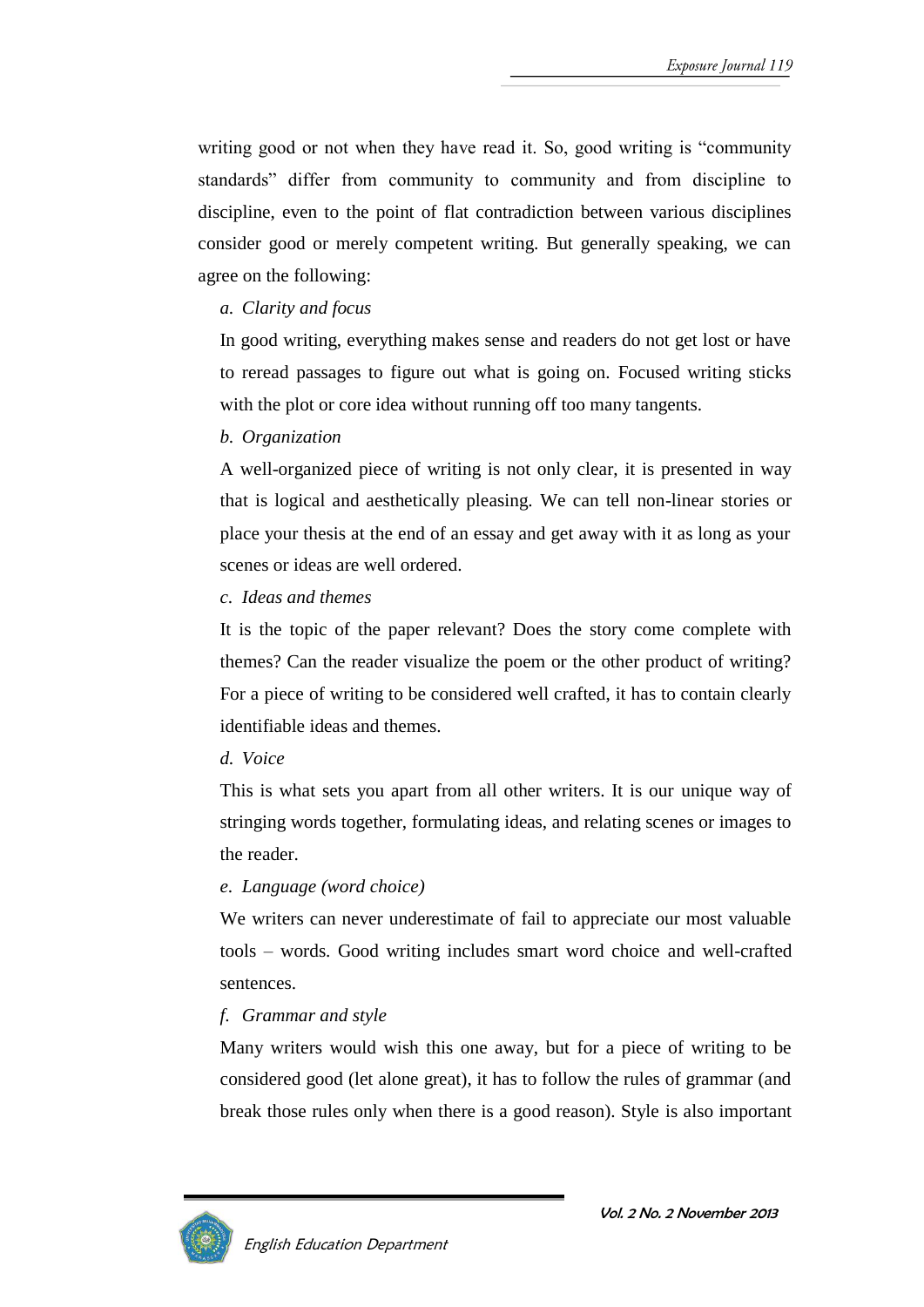writing good or not when they have read it. So, good writing is "community standards" differ from community to community and from discipline to discipline, even to the point of flat contradiction between various disciplines consider good or merely competent writing. But generally speaking, we can agree on the following:

*a. Clarity and focus*

In good writing, everything makes sense and readers do not get lost or have to reread passages to figure out what is going on. Focused writing sticks with the plot or core idea without running off too many tangents.

*b. Organization*

A well-organized piece of writing is not only clear, it is presented in way that is logical and aesthetically pleasing. We can tell non-linear stories or place your thesis at the end of an essay and get away with it as long as your scenes or ideas are well ordered.

*c. Ideas and themes*

It is the topic of the paper relevant? Does the story come complete with themes? Can the reader visualize the poem or the other product of writing? For a piece of writing to be considered well crafted, it has to contain clearly identifiable ideas and themes.

*d. Voice*

This is what sets you apart from all other writers. It is our unique way of stringing words together, formulating ideas, and relating scenes or images to the reader.

*e. Language (word choice)*

We writers can never underestimate of fail to appreciate our most valuable tools – words. Good writing includes smart word choice and well-crafted sentences.

*f. Grammar and style*

Many writers would wish this one away, but for a piece of writing to be considered good (let alone great), it has to follow the rules of grammar (and break those rules only when there is a good reason). Style is also important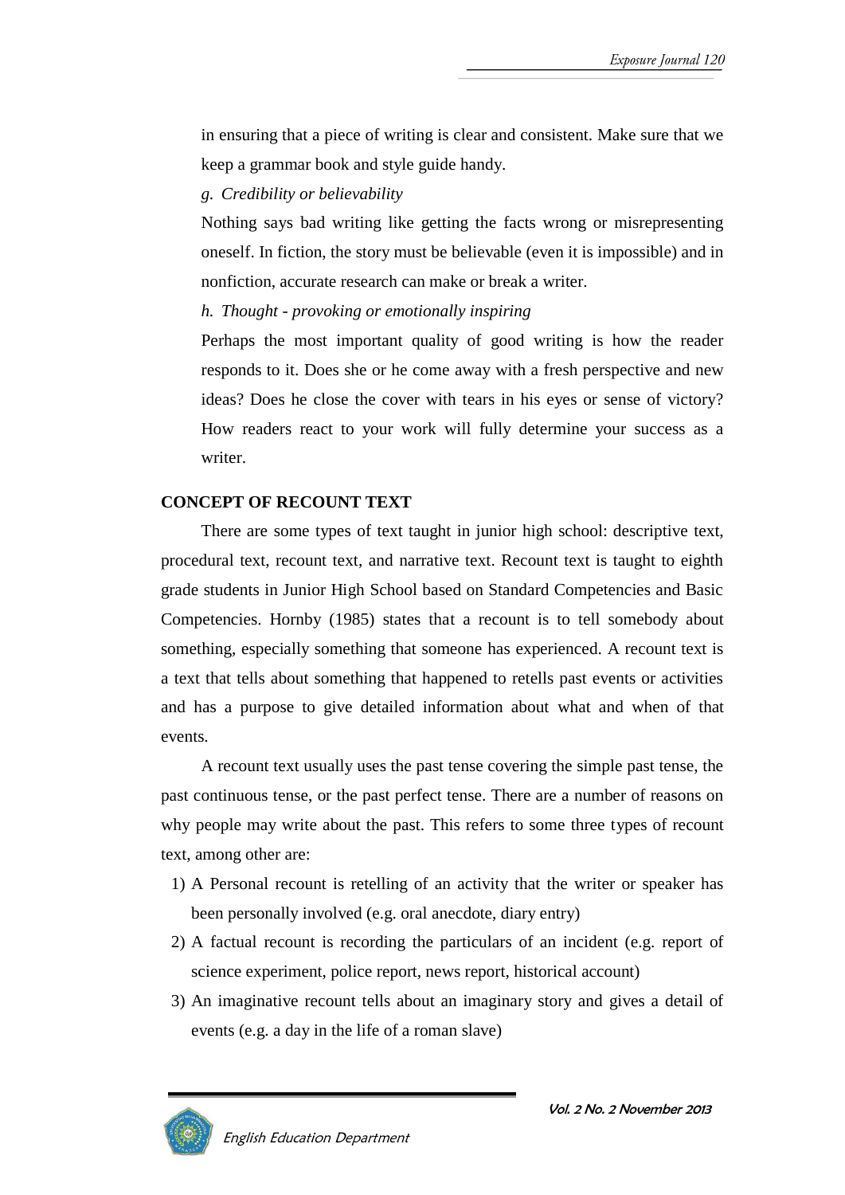in ensuring that a piece of writing is clear and consistent. Make sure that we keep a grammar book and style guide handy.

*g. Credibility or believability*

Nothing says bad writing like getting the facts wrong or misrepresenting oneself. In fiction, the story must be believable (even it is impossible) and in nonfiction, accurate research can make or break a writer.

*h. Thought - provoking or emotionally inspiring*

Perhaps the most important quality of good writing is how the reader responds to it. Does she or he come away with a fresh perspective and new ideas? Does he close the cover with tears in his eyes or sense of victory? How readers react to your work will fully determine your success as a writer.

## CONCEPT OF RECOUNT TEXT

There are some types of text taught in junior high school: descriptive text, procedural text, recount text, and narrative text. Recount text is taught to eighth grade students in Junior High School based on Standard Competencies and Basic Competencies. Hornby (1985) states that a recount is to tell somebody about something, especially something that someone has experienced. A recount text is a text that tells about something that happened to retells past events or activities and has a purpose to give detailed information about what and when of that events.

A recount text usually uses the past tense covering the simple past tense, the past continuous tense, or the past perfect tense. There are a number of reasons on why people may write about the past. This refers to some three types of recount text, among other are:

1) A Personal recount is retelling of an activity that the writer or speaker has been personally involved (e.g. oral anecdote, diary entry)
2) A factual recount is recording the particulars of an incident (e.g. report of science experiment, police report, news report, historical account)
3) An imaginative recount tells about an imaginary story and gives a detail of events (e.g. a day in the life of a roman slave)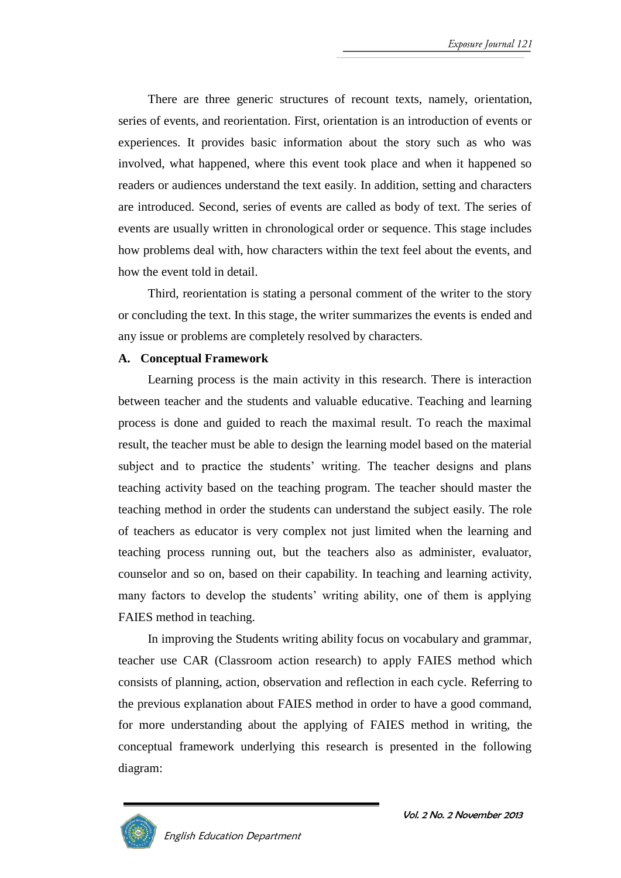There are three generic structures of recount texts, namely, orientation, series of events, and reorientation. First, orientation is an introduction of events or experiences. It provides basic information about the story such as who was involved, what happened, where this event took place and when it happened so readers or audiences understand the text easily. In addition, setting and characters are introduced. Second, series of events are called as body of text. The series of events are usually written in chronological order or sequence. This stage includes how problems deal with, how characters within the text feel about the events, and how the event told in detail.

Third, reorientation is stating a personal comment of the writer to the story or concluding the text. In this stage, the writer summarizes the events is ended and any issue or problems are completely resolved by characters.

## A. Conceptual Framework

Learning process is the main activity in this research. There is interaction between teacher and the students and valuable educative. Teaching and learning process is done and guided to reach the maximal result. To reach the maximal result, the teacher must be able to design the learning model based on the material subject and to practice the students' writing. The teacher designs and plans teaching activity based on the teaching program. The teacher should master the teaching method in order the students can understand the subject easily. The role of teachers as educator is very complex not just limited when the learning and teaching process running out, but the teachers also as administer, evaluator, counselor and so on, based on their capability. In teaching and learning activity, many factors to develop the students' writing ability, one of them is applying FAIES method in teaching.

In improving the Students writing ability focus on vocabulary and grammar, teacher use CAR (Classroom action research) to apply FAIES method which consists of planning, action, observation and reflection in each cycle. Referring to the previous explanation about FAIES method in order to have a good command, for more understanding about the applying of FAIES method in writing, the conceptual framework underlying this research is presented in the following diagram: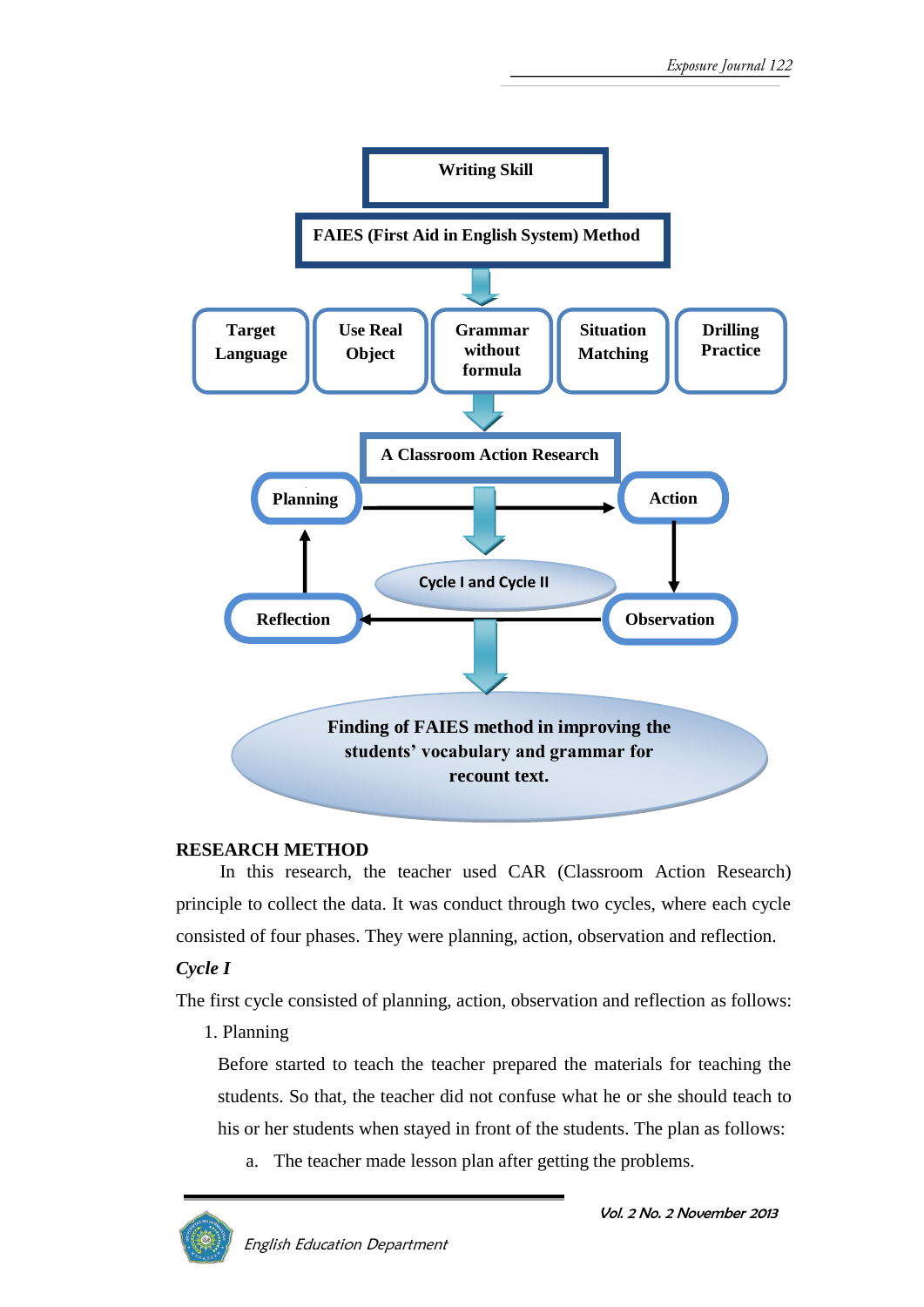Writing Skill

FAIES (First Aid in English System) Method

Target Language | Use Real Object | Grammar without formula | Situation Matching | Drilling Practice

A Classroom Action Research

Planning → Action → Observation → Reflection

Cycle I and Cycle II

Finding of FAIES method in improving the students' vocabulary and grammar for recount text.

## RESEARCH METHOD

In this research, the teacher used CAR (Classroom Action Research) principle to collect the data. It was conduct through two cycles, where each cycle consisted of four phases. They were planning, action, observation and reflection.

### *Cycle I*

The first cycle consisted of planning, action, observation and reflection as follows:

1. Planning

   Before started to teach the teacher prepared the materials for teaching the students. So that, the teacher did not confuse what he or she should teach to his or her students when stayed in front of the students. The plan as follows:

   a. The teacher made lesson plan after getting the problems.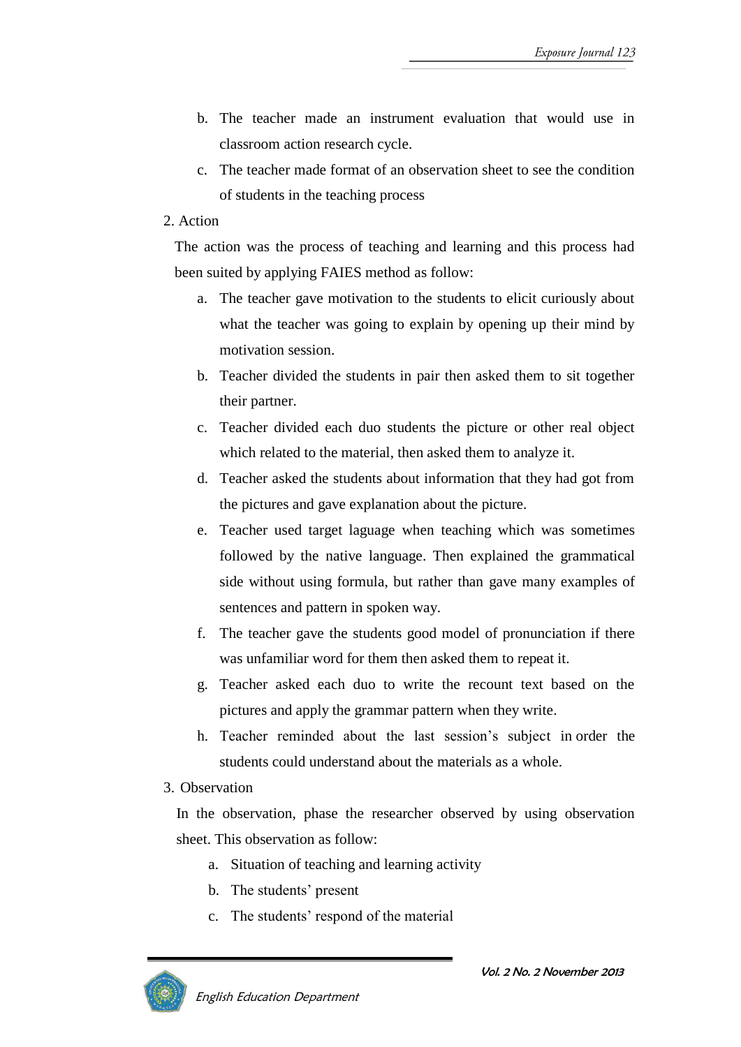b. The teacher made an instrument evaluation that would use in classroom action research cycle.

c. The teacher made format of an observation sheet to see the condition of students in the teaching process

2. Action

The action was the process of teaching and learning and this process had been suited by applying FAIES method as follow:

a. The teacher gave motivation to the students to elicit curiously about what the teacher was going to explain by opening up their mind by motivation session.

b. Teacher divided the students in pair then asked them to sit together their partner.

c. Teacher divided each duo students the picture or other real object which related to the material, then asked them to analyze it.

d. Teacher asked the students about information that they had got from the pictures and gave explanation about the picture.

e. Teacher used target laguage when teaching which was sometimes followed by the native language. Then explained the grammatical side without using formula, but rather than gave many examples of sentences and pattern in spoken way.

f. The teacher gave the students good model of pronunciation if there was unfamiliar word for them then asked them to repeat it.

g. Teacher asked each duo to write the recount text based on the pictures and apply the grammar pattern when they write.

h. Teacher reminded about the last session's subject in order the students could understand about the materials as a whole.

3. Observation

In the observation, phase the researcher observed by using observation sheet. This observation as follow:

a. Situation of teaching and learning activity

b. The students' present

c. The students' respond of the material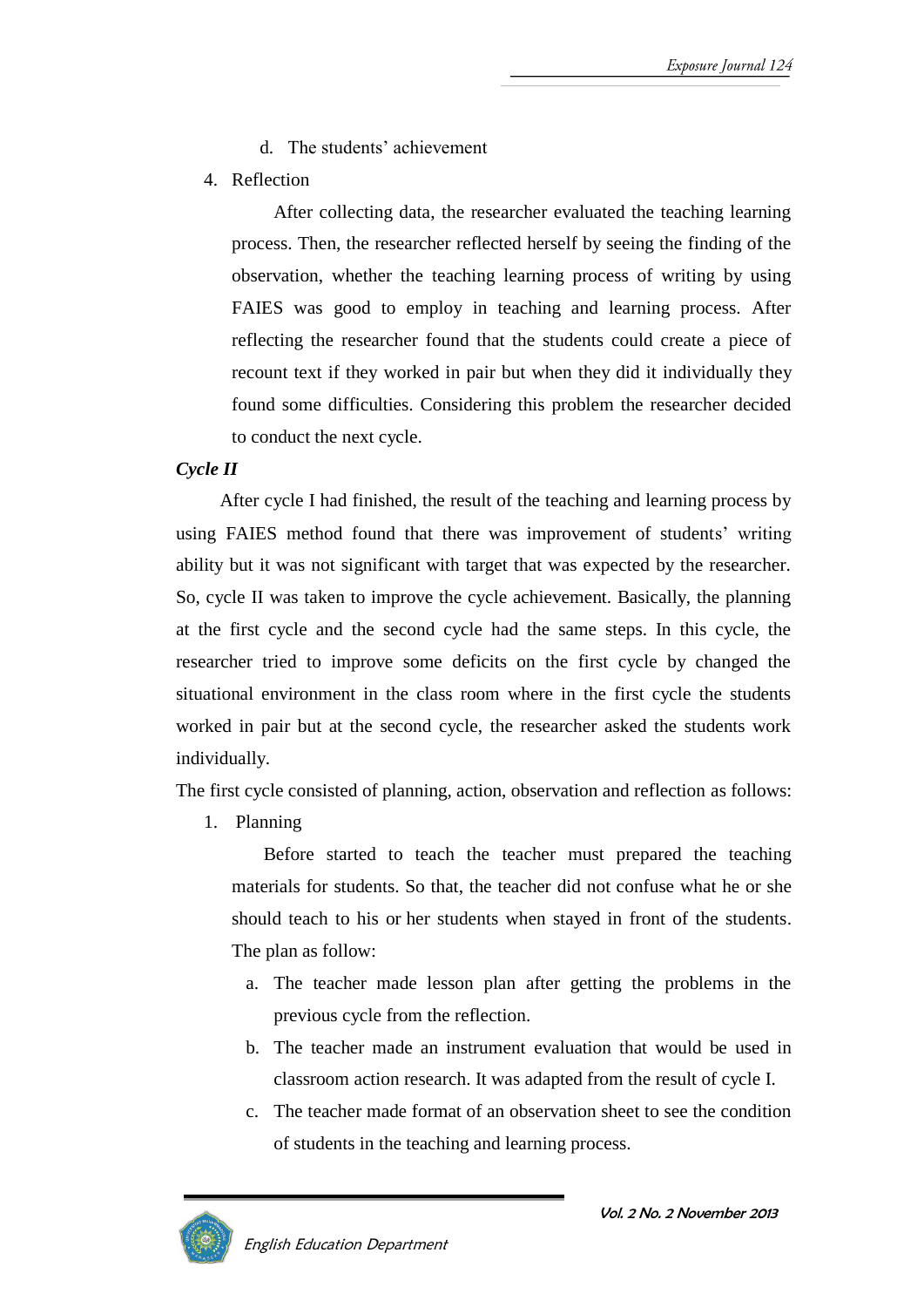d. The students' achievement

4. Reflection

   After collecting data, the researcher evaluated the teaching learning process. Then, the researcher reflected herself by seeing the finding of the observation, whether the teaching learning process of writing by using FAIES was good to employ in teaching and learning process. After reflecting the researcher found that the students could create a piece of recount text if they worked in pair but when they did it individually they found some difficulties. Considering this problem the researcher decided to conduct the next cycle.

***Cycle II***

After cycle I had finished, the result of the teaching and learning process by using FAIES method found that there was improvement of students' writing ability but it was not significant with target that was expected by the researcher. So, cycle II was taken to improve the cycle achievement. Basically, the planning at the first cycle and the second cycle had the same steps. In this cycle, the researcher tried to improve some deficits on the first cycle by changed the situational environment in the class room where in the first cycle the students worked in pair but at the second cycle, the researcher asked the students work individually.

The first cycle consisted of planning, action, observation and reflection as follows:

1. Planning

   Before started to teach the teacher must prepared the teaching materials for students. So that, the teacher did not confuse what he or she should teach to his or her students when stayed in front of the students. The plan as follow:

   a. The teacher made lesson plan after getting the problems in the previous cycle from the reflection.
   b. The teacher made an instrument evaluation that would be used in classroom action research. It was adapted from the result of cycle I.
   c. The teacher made format of an observation sheet to see the condition of students in the teaching and learning process.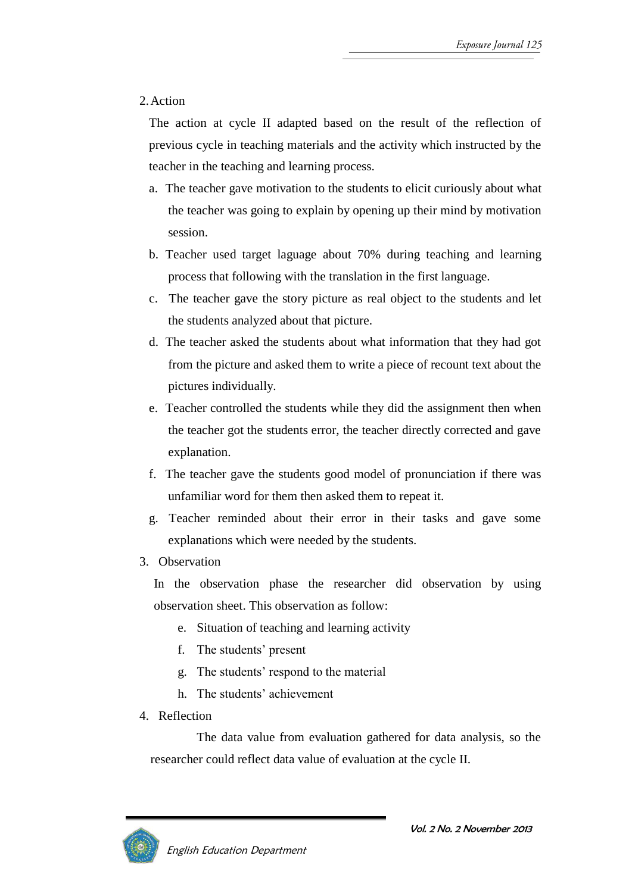2. Action

The action at cycle II adapted based on the result of the reflection of previous cycle in teaching materials and the activity which instructed by the teacher in the teaching and learning process.

a. The teacher gave motivation to the students to elicit curiously about what the teacher was going to explain by opening up their mind by motivation session.
b. Teacher used target laguage about 70% during teaching and learning process that following with the translation in the first language.
c. The teacher gave the story picture as real object to the students and let the students analyzed about that picture.
d. The teacher asked the students about what information that they had got from the picture and asked them to write a piece of recount text about the pictures individually.
e. Teacher controlled the students while they did the assignment then when the teacher got the students error, the teacher directly corrected and gave explanation.
f. The teacher gave the students good model of pronunciation if there was unfamiliar word for them then asked them to repeat it.
g. Teacher reminded about their error in their tasks and gave some explanations which were needed by the students.

3. Observation

In the observation phase the researcher did observation by using observation sheet. This observation as follow:

e. Situation of teaching and learning activity
f. The students' present
g. The students' respond to the material
h. The students' achievement

4. Reflection

The data value from evaluation gathered for data analysis, so the researcher could reflect data value of evaluation at the cycle II.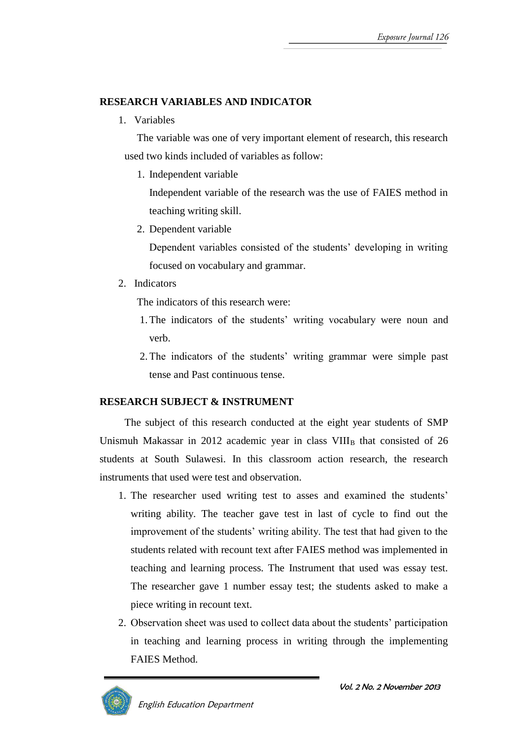## RESEARCH VARIABLES AND INDICATOR

1. Variables

   The variable was one of very important element of research, this research used two kinds included of variables as follow:

   1. Independent variable

      Independent variable of the research was the use of FAIES method in teaching writing skill.

   2. Dependent variable

      Dependent variables consisted of the students' developing in writing focused on vocabulary and grammar.

2. Indicators

   The indicators of this research were:

   1. The indicators of the students' writing vocabulary were noun and verb.
   2. The indicators of the students' writing grammar were simple past tense and Past continuous tense.

## RESEARCH SUBJECT & INSTRUMENT

The subject of this research conducted at the eight year students of SMP Unismuh Makassar in 2012 academic year in class $VIII_B$ that consisted of 26 students at South Sulawesi. In this classroom action research, the research instruments that used were test and observation.

1. The researcher used writing test to asses and examined the students' writing ability. The teacher gave test in last of cycle to find out the improvement of the students' writing ability. The test that had given to the students related with recount text after FAIES method was implemented in teaching and learning process. The Instrument that used was essay test. The researcher gave 1 number essay test; the students asked to make a piece writing in recount text.
2. Observation sheet was used to collect data about the students' participation in teaching and learning process in writing through the implementing FAIES Method.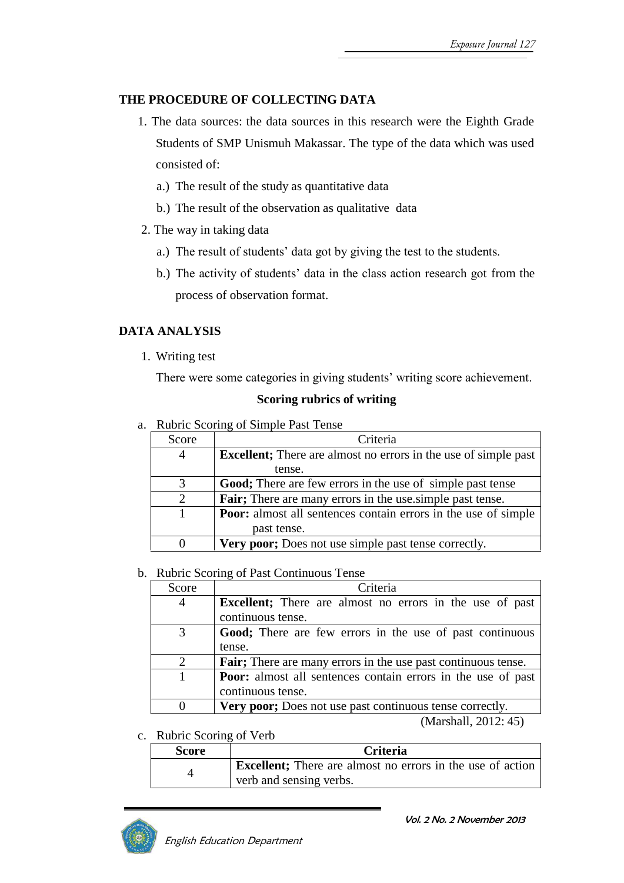## THE PROCEDURE OF COLLECTING DATA

1. The data sources: the data sources in this research were the Eighth Grade Students of SMP Unismuh Makassar. The type of the data which was used consisted of:
   a.) The result of the study as quantitative data
   b.) The result of the observation as qualitative data
2. The way in taking data
   a.) The result of students' data got by giving the test to the students.
   b.) The activity of students' data in the class action research got from the process of observation format.

## DATA ANALYSIS

1. Writing test

   There were some categories in giving students' writing score achievement.

**Scoring rubrics of writing**

a. Rubric Scoring of Simple Past Tense

| Score | Criteria |
|---|---|
| 4 | **Excellent;** There are almost no errors in the use of simple past tense. |
| 3 | **Good;** There are few errors in the use of simple past tense |
| 2 | **Fair;** There are many errors in the use.simple past tense. |
| 1 | **Poor:** almost all sentences contain errors in the use of simple past tense. |
| 0 | **Very poor;** Does not use simple past tense correctly. |

b. Rubric Scoring of Past Continuous Tense

| Score | Criteria |
|---|---|
| 4 | **Excellent;** There are almost no errors in the use of past continuous tense. |
| 3 | **Good;** There are few errors in the use of past continuous tense. |
| 2 | **Fair;** There are many errors in the use past continuous tense. |
| 1 | **Poor:** almost all sentences contain errors in the use of past continuous tense. |
| 0 | **Very poor;** Does not use past continuous tense correctly. |

(Marshall, 2012: 45)

c. Rubric Scoring of Verb

| **Score** | **Criteria** |
|---|---|
| 4 | **Excellent;** There are almost no errors in the use of action verb and sensing verbs. |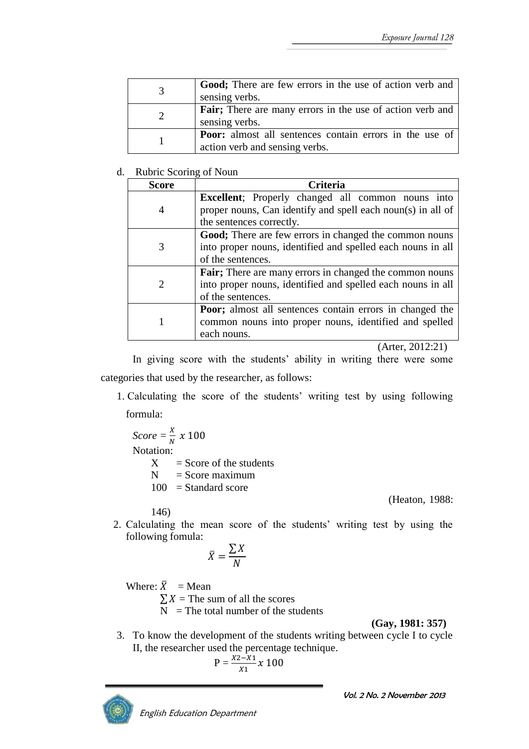| 3 | **Good;** There are few errors in the use of action verb and sensing verbs. |
|---|---|
| 2 | **Fair;** There are many errors in the use of action verb and sensing verbs. |
| 1 | **Poor:** almost all sentences contain errors in the use of action verb and sensing verbs. |

d. Rubric Scoring of Noun

| Score | Criteria |
|---|---|
| 4 | **Excellent**; Properly changed all common nouns into proper nouns, Can identify and spell each noun(s) in all of the sentences correctly. |
| 3 | **Good;** There are few errors in changed the common nouns into proper nouns, identified and spelled each nouns in all of the sentences. |
| 2 | **Fair;** There are many errors in changed the common nouns into proper nouns, identified and spelled each nouns in all of the sentences. |
| 1 | **Poor;** almost all sentences contain errors in changed the common nouns into proper nouns, identified and spelled each nouns. |

(Arter, 2012:21)

In giving score with the students' ability in writing there were some categories that used by the researcher, as follows:

1. Calculating the score of the students' writing test by using following formula:

   $Score = \frac{X}{N} x\ 100$

   Notation:

   X = Score of the students
   N = Score maximum
   100 = Standard score

   (Heaton, 1988: 146)

2. Calculating the mean score of the students' writing test by using the following fomula:

   $$\bar{X} = \frac{\sum X}{N}$$

   Where: $\bar{X}$ = Mean
   $\sum X$ = The sum of all the scores
   N = The total number of the students

   **(Gay, 1981: 357)**

3. To know the development of the students writing between cycle I to cycle II, the researcher used the percentage technique.

   $$P = \frac{X2-X1}{X1} x\ 100$$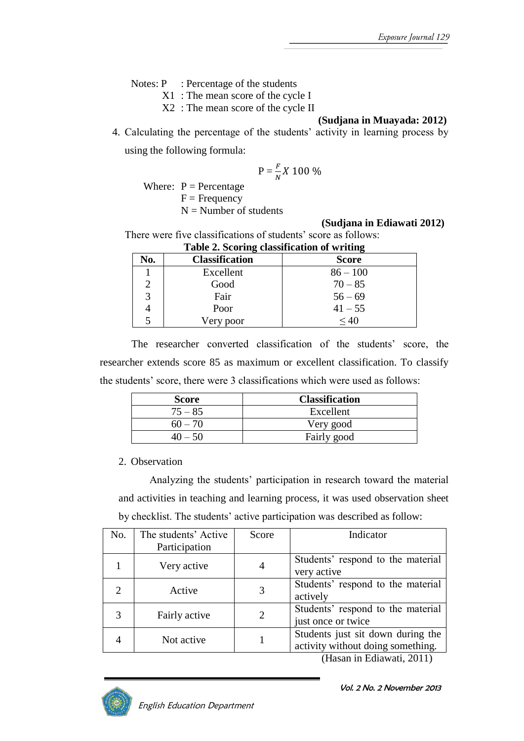Notes: P : Percentage of the students

X1 : The mean score of the cycle I

X2 : The mean score of the cycle II

**(Sudjana in Muayada: 2012)**

4. Calculating the percentage of the students' activity in learning process by using the following formula:

$$P = \frac{F}{N} X\ 100\ \%$$

Where: P = Percentage

F = Frequency

N = Number of students

**(Sudjana in Ediawati 2012)**

There were five classifications of students' score as follows:

**Table 2. Scoring classification of writing**

| No. | Classification | Score |
|---|---|---|
| 1 | Excellent | 86 – 100 |
| 2 | Good | 70 – 85 |
| 3 | Fair | 56 – 69 |
| 4 | Poor | 41 – 55 |
| 5 | Very poor | ≤ 40 |

The researcher converted classification of the students' score, the researcher extends score 85 as maximum or excellent classification. To classify the students' score, there were 3 classifications which were used as follows:

| Score | Classification |
|---|---|
| 75 – 85 | Excellent |
| 60 – 70 | Very good |
| 40 – 50 | Fairly good |

2. Observation

Analyzing the students' participation in research toward the material and activities in teaching and learning process, it was used observation sheet by checklist. The students' active participation was described as follow:

| No. | The students' Active Participation | Score | Indicator |
|---|---|---|---|
| 1 | Very active | 4 | Students' respond to the material very active |
| 2 | Active | 3 | Students' respond to the material actively |
| 3 | Fairly active | 2 | Students' respond to the material just once or twice |
| 4 | Not active | 1 | Students just sit down during the activity without doing something. |

(Hasan in Ediawati, 2011)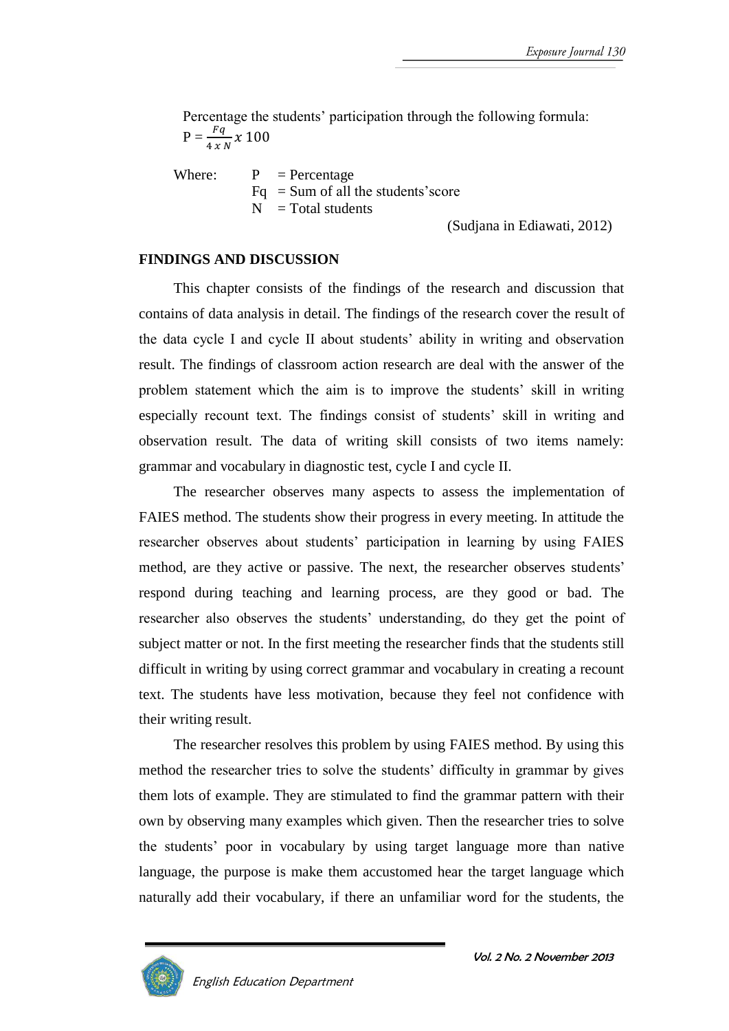Percentage the students' participation through the following formula:

$$P = \frac{Fq}{4 \times N} x\ 100$$

Where: P = Percentage
Fq = Sum of all the students'score
N = Total students

(Sudjana in Ediawati, 2012)

## FINDINGS AND DISCUSSION

This chapter consists of the findings of the research and discussion that contains of data analysis in detail. The findings of the research cover the result of the data cycle I and cycle II about students' ability in writing and observation result. The findings of classroom action research are deal with the answer of the problem statement which the aim is to improve the students' skill in writing especially recount text. The findings consist of students' skill in writing and observation result. The data of writing skill consists of two items namely: grammar and vocabulary in diagnostic test, cycle I and cycle II.

The researcher observes many aspects to assess the implementation of FAIES method. The students show their progress in every meeting. In attitude the researcher observes about students' participation in learning by using FAIES method, are they active or passive. The next, the researcher observes students' respond during teaching and learning process, are they good or bad. The researcher also observes the students' understanding, do they get the point of subject matter or not. In the first meeting the researcher finds that the students still difficult in writing by using correct grammar and vocabulary in creating a recount text. The students have less motivation, because they feel not confidence with their writing result.

The researcher resolves this problem by using FAIES method. By using this method the researcher tries to solve the students' difficulty in grammar by gives them lots of example. They are stimulated to find the grammar pattern with their own by observing many examples which given. Then the researcher tries to solve the students' poor in vocabulary by using target language more than native language, the purpose is make them accustomed hear the target language which naturally add their vocabulary, if there an unfamiliar word for the students, the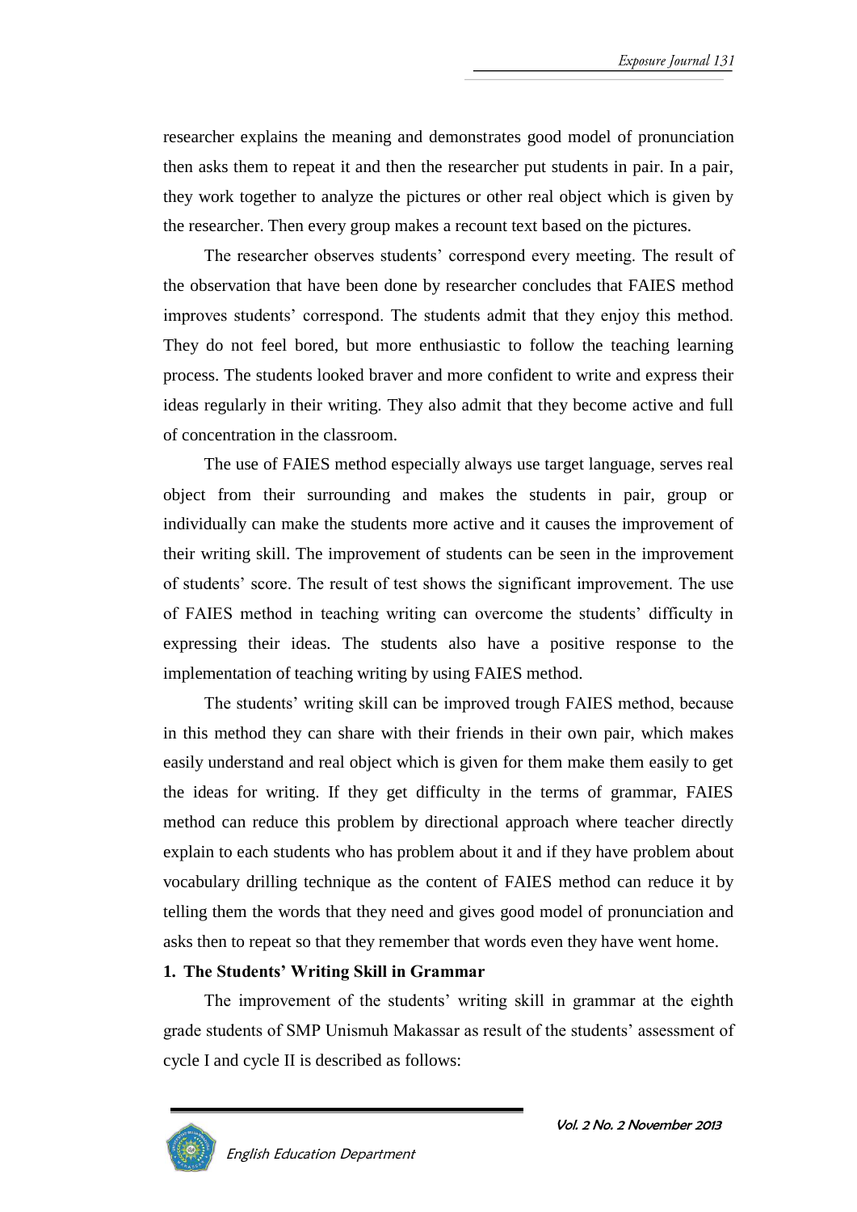researcher explains the meaning and demonstrates good model of pronunciation then asks them to repeat it and then the researcher put students in pair. In a pair, they work together to analyze the pictures or other real object which is given by the researcher. Then every group makes a recount text based on the pictures.

The researcher observes students' correspond every meeting. The result of the observation that have been done by researcher concludes that FAIES method improves students' correspond. The students admit that they enjoy this method. They do not feel bored, but more enthusiastic to follow the teaching learning process. The students looked braver and more confident to write and express their ideas regularly in their writing. They also admit that they become active and full of concentration in the classroom.

The use of FAIES method especially always use target language, serves real object from their surrounding and makes the students in pair, group or individually can make the students more active and it causes the improvement of their writing skill. The improvement of students can be seen in the improvement of students' score. The result of test shows the significant improvement. The use of FAIES method in teaching writing can overcome the students' difficulty in expressing their ideas. The students also have a positive response to the implementation of teaching writing by using FAIES method.

The students' writing skill can be improved trough FAIES method, because in this method they can share with their friends in their own pair, which makes easily understand and real object which is given for them make them easily to get the ideas for writing. If they get difficulty in the terms of grammar, FAIES method can reduce this problem by directional approach where teacher directly explain to each students who has problem about it and if they have problem about vocabulary drilling technique as the content of FAIES method can reduce it by telling them the words that they need and gives good model of pronunciation and asks then to repeat so that they remember that words even they have went home.

**1. The Students' Writing Skill in Grammar**

The improvement of the students' writing skill in grammar at the eighth grade students of SMP Unismuh Makassar as result of the students' assessment of cycle I and cycle II is described as follows: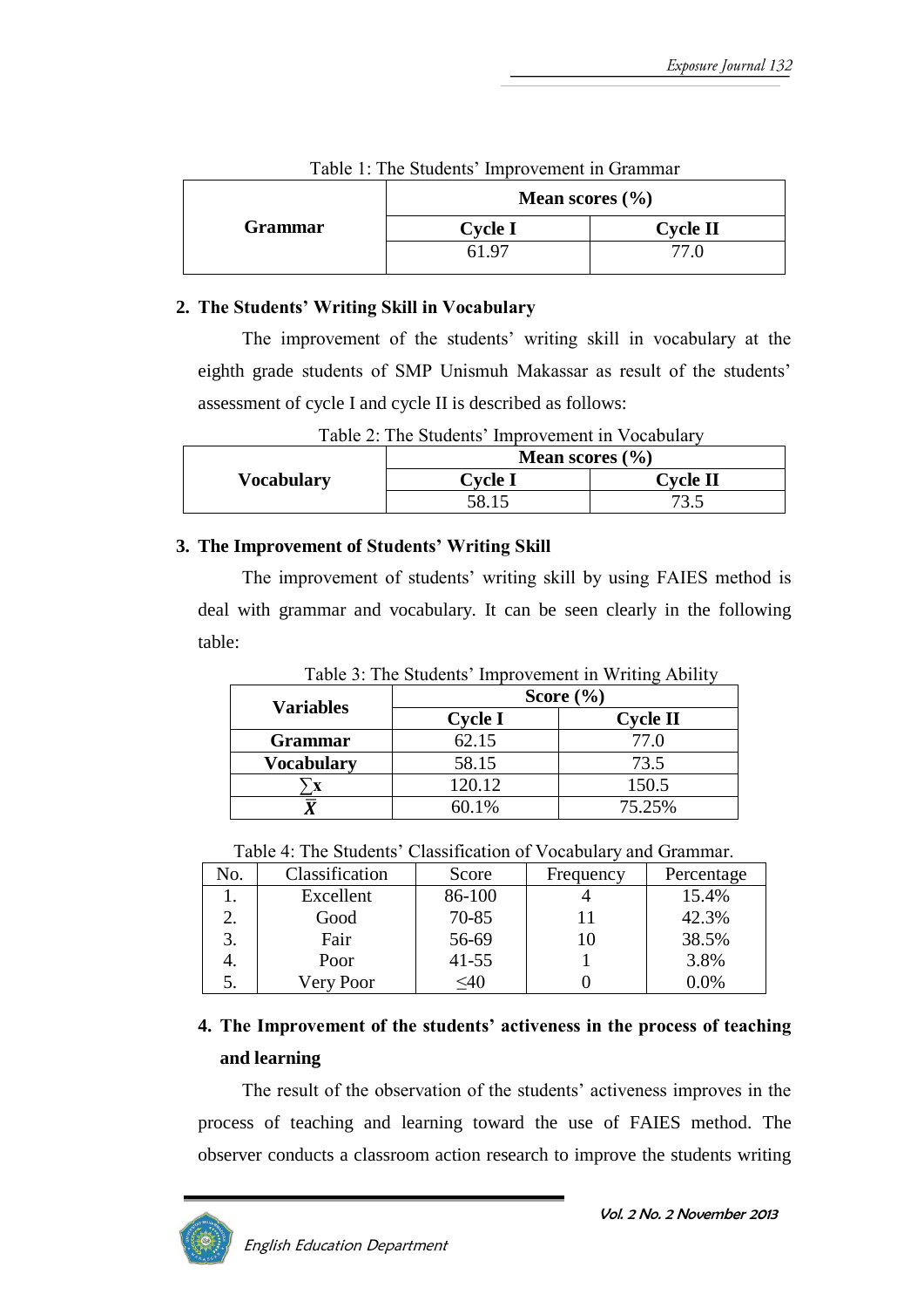Table 1: The Students' Improvement in Grammar

| Grammar | Mean scores (%) | |
|---|---|---|
| | Cycle I | Cycle II |
| | 61.97 | 77.0 |

**2. The Students' Writing Skill in Vocabulary**

The improvement of the students' writing skill in vocabulary at the eighth grade students of SMP Unismuh Makassar as result of the students' assessment of cycle I and cycle II is described as follows:

Table 2: The Students' Improvement in Vocabulary

| Vocabulary | Mean scores (%) | |
|---|---|---|
| | Cycle I | Cycle II |
| | 58.15 | 73.5 |

**3. The Improvement of Students' Writing Skill**

The improvement of students' writing skill by using FAIES method is deal with grammar and vocabulary. It can be seen clearly in the following table:

Table 3: The Students' Improvement in Writing Ability

| Variables | Score (%) | |
|---|---|---|
| | Cycle I | Cycle II |
| **Grammar** | 62.15 | 77.0 |
| **Vocabulary** | 58.15 | 73.5 |
| $\sum x$ | 120.12 | 150.5 |
| $\bar{X}$ | 60.1% | 75.25% |

Table 4: The Students' Classification of Vocabulary and Grammar.

| No. | Classification | Score | Frequency | Percentage |
|---|---|---|---|---|
| 1. | Excellent | 86-100 | 4 | 15.4% |
| 2. | Good | 70-85 | 11 | 42.3% |
| 3. | Fair | 56-69 | 10 | 38.5% |
| 4. | Poor | 41-55 | 1 | 3.8% |
| 5. | Very Poor | ≤40 | 0 | 0.0% |

**4. The Improvement of the students' activeness in the process of teaching and learning**

The result of the observation of the students' activeness improves in the process of teaching and learning toward the use of FAIES method. The observer conducts a classroom action research to improve the students writing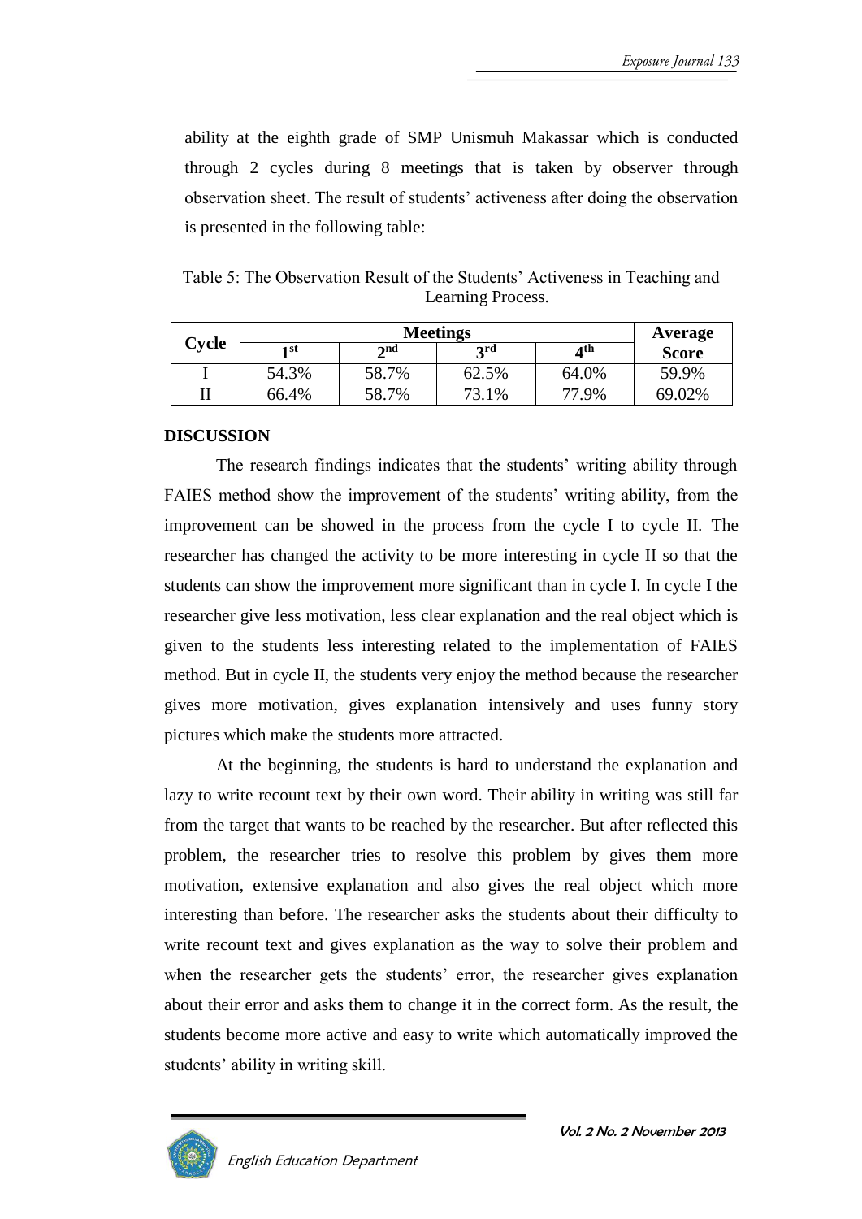ability at the eighth grade of SMP Unismuh Makassar which is conducted through 2 cycles during 8 meetings that is taken by observer through observation sheet. The result of students' activeness after doing the observation is presented in the following table:

Table 5: The Observation Result of the Students' Activeness in Teaching and Learning Process.

| Cycle | Meetings | | | | Average Score |
|---|---|---|---|---|---|
| | 1st | 2nd | 3rd | 4th | |
| I | 54.3% | 58.7% | 62.5% | 64.0% | 59.9% |
| II | 66.4% | 58.7% | 73.1% | 77.9% | 69.02% |

## DISCUSSION

The research findings indicates that the students' writing ability through FAIES method show the improvement of the students' writing ability, from the improvement can be showed in the process from the cycle I to cycle II. The researcher has changed the activity to be more interesting in cycle II so that the students can show the improvement more significant than in cycle I. In cycle I the researcher give less motivation, less clear explanation and the real object which is given to the students less interesting related to the implementation of FAIES method. But in cycle II, the students very enjoy the method because the researcher gives more motivation, gives explanation intensively and uses funny story pictures which make the students more attracted.

At the beginning, the students is hard to understand the explanation and lazy to write recount text by their own word. Their ability in writing was still far from the target that wants to be reached by the researcher. But after reflected this problem, the researcher tries to resolve this problem by gives them more motivation, extensive explanation and also gives the real object which more interesting than before. The researcher asks the students about their difficulty to write recount text and gives explanation as the way to solve their problem and when the researcher gets the students' error, the researcher gives explanation about their error and asks them to change it in the correct form. As the result, the students become more active and easy to write which automatically improved the students' ability in writing skill.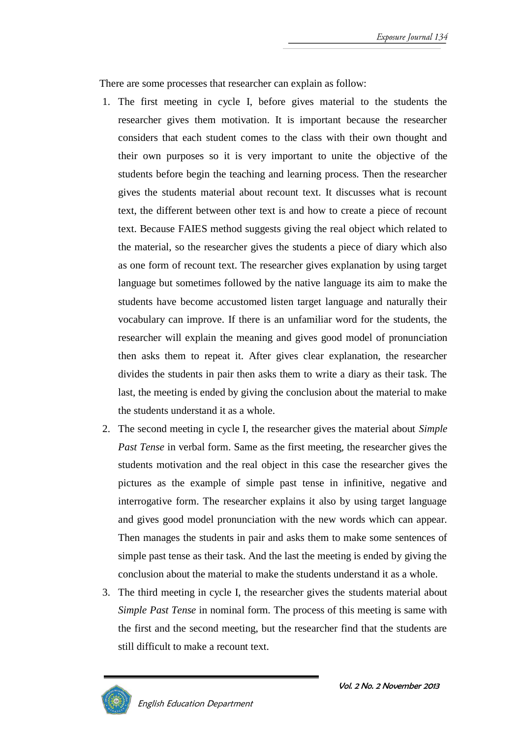There are some processes that researcher can explain as follow:

1. The first meeting in cycle I, before gives material to the students the researcher gives them motivation. It is important because the researcher considers that each student comes to the class with their own thought and their own purposes so it is very important to unite the objective of the students before begin the teaching and learning process. Then the researcher gives the students material about recount text. It discusses what is recount text, the different between other text is and how to create a piece of recount text. Because FAIES method suggests giving the real object which related to the material, so the researcher gives the students a piece of diary which also as one form of recount text. The researcher gives explanation by using target language but sometimes followed by the native language its aim to make the students have become accustomed listen target language and naturally their vocabulary can improve. If there is an unfamiliar word for the students, the researcher will explain the meaning and gives good model of pronunciation then asks them to repeat it. After gives clear explanation, the researcher divides the students in pair then asks them to write a diary as their task. The last, the meeting is ended by giving the conclusion about the material to make the students understand it as a whole.
2. The second meeting in cycle I, the researcher gives the material about *Simple Past Tense* in verbal form. Same as the first meeting, the researcher gives the students motivation and the real object in this case the researcher gives the pictures as the example of simple past tense in infinitive, negative and interrogative form. The researcher explains it also by using target language and gives good model pronunciation with the new words which can appear. Then manages the students in pair and asks them to make some sentences of simple past tense as their task. And the last the meeting is ended by giving the conclusion about the material to make the students understand it as a whole.
3. The third meeting in cycle I, the researcher gives the students material about *Simple Past Tense* in nominal form. The process of this meeting is same with the first and the second meeting, but the researcher find that the students are still difficult to make a recount text.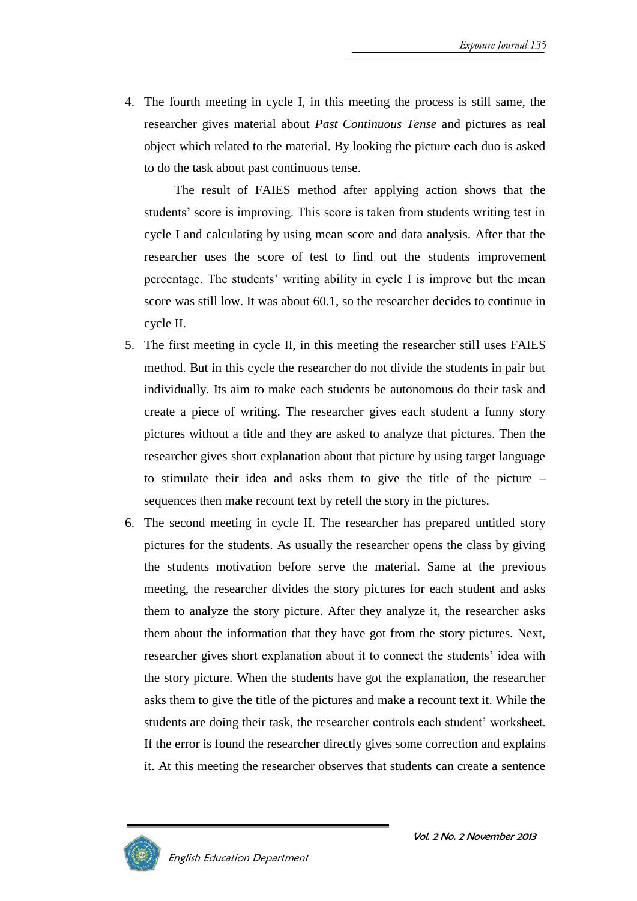4. The fourth meeting in cycle I, in this meeting the process is still same, the researcher gives material about *Past Continuous Tense* and pictures as real object which related to the material. By looking the picture each duo is asked to do the task about past continuous tense.

   The result of FAIES method after applying action shows that the students' score is improving. This score is taken from students writing test in cycle I and calculating by using mean score and data analysis. After that the researcher uses the score of test to find out the students improvement percentage. The students' writing ability in cycle I is improve but the mean score was still low. It was about 60.1, so the researcher decides to continue in cycle II.

5. The first meeting in cycle II, in this meeting the researcher still uses FAIES method. But in this cycle the researcher do not divide the students in pair but individually. Its aim to make each students be autonomous do their task and create a piece of writing. The researcher gives each student a funny story pictures without a title and they are asked to analyze that pictures. Then the researcher gives short explanation about that picture by using target language to stimulate their idea and asks them to give the title of the picture – sequences then make recount text by retell the story in the pictures.

6. The second meeting in cycle II. The researcher has prepared untitled story pictures for the students. As usually the researcher opens the class by giving the students motivation before serve the material. Same at the previous meeting, the researcher divides the story pictures for each student and asks them to analyze the story picture. After they analyze it, the researcher asks them about the information that they have got from the story pictures. Next, researcher gives short explanation about it to connect the students' idea with the story picture. When the students have got the explanation, the researcher asks them to give the title of the pictures and make a recount text it. While the students are doing their task, the researcher controls each student' worksheet. If the error is found the researcher directly gives some correction and explains it. At this meeting the researcher observes that students can create a sentence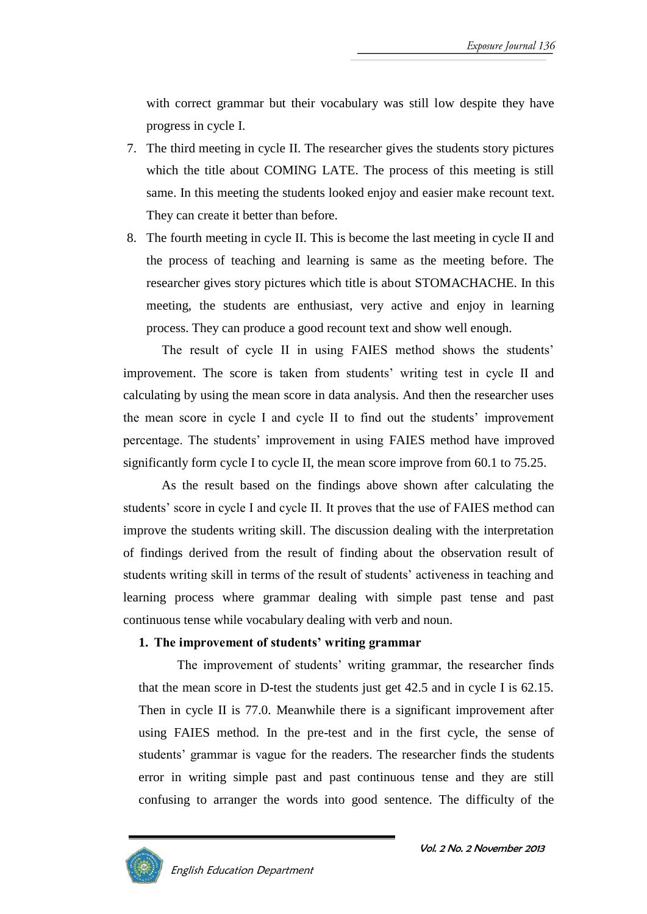with correct grammar but their vocabulary was still low despite they have progress in cycle I.

7. The third meeting in cycle II. The researcher gives the students story pictures which the title about COMING LATE. The process of this meeting is still same. In this meeting the students looked enjoy and easier make recount text. They can create it better than before.
8. The fourth meeting in cycle II. This is become the last meeting in cycle II and the process of teaching and learning is same as the meeting before. The researcher gives story pictures which title is about STOMACHACHE. In this meeting, the students are enthusiast, very active and enjoy in learning process. They can produce a good recount text and show well enough.

The result of cycle II in using FAIES method shows the students' improvement. The score is taken from students' writing test in cycle II and calculating by using the mean score in data analysis. And then the researcher uses the mean score in cycle I and cycle II to find out the students' improvement percentage. The students' improvement in using FAIES method have improved significantly form cycle I to cycle II, the mean score improve from 60.1 to 75.25.

As the result based on the findings above shown after calculating the students' score in cycle I and cycle II. It proves that the use of FAIES method can improve the students writing skill. The discussion dealing with the interpretation of findings derived from the result of finding about the observation result of students writing skill in terms of the result of students' activeness in teaching and learning process where grammar dealing with simple past tense and past continuous tense while vocabulary dealing with verb and noun.

**1. The improvement of students' writing grammar**

The improvement of students' writing grammar, the researcher finds that the mean score in D-test the students just get 42.5 and in cycle I is 62.15. Then in cycle II is 77.0. Meanwhile there is a significant improvement after using FAIES method. In the pre-test and in the first cycle, the sense of students' grammar is vague for the readers. The researcher finds the students error in writing simple past and past continuous tense and they are still confusing to arranger the words into good sentence. The difficulty of the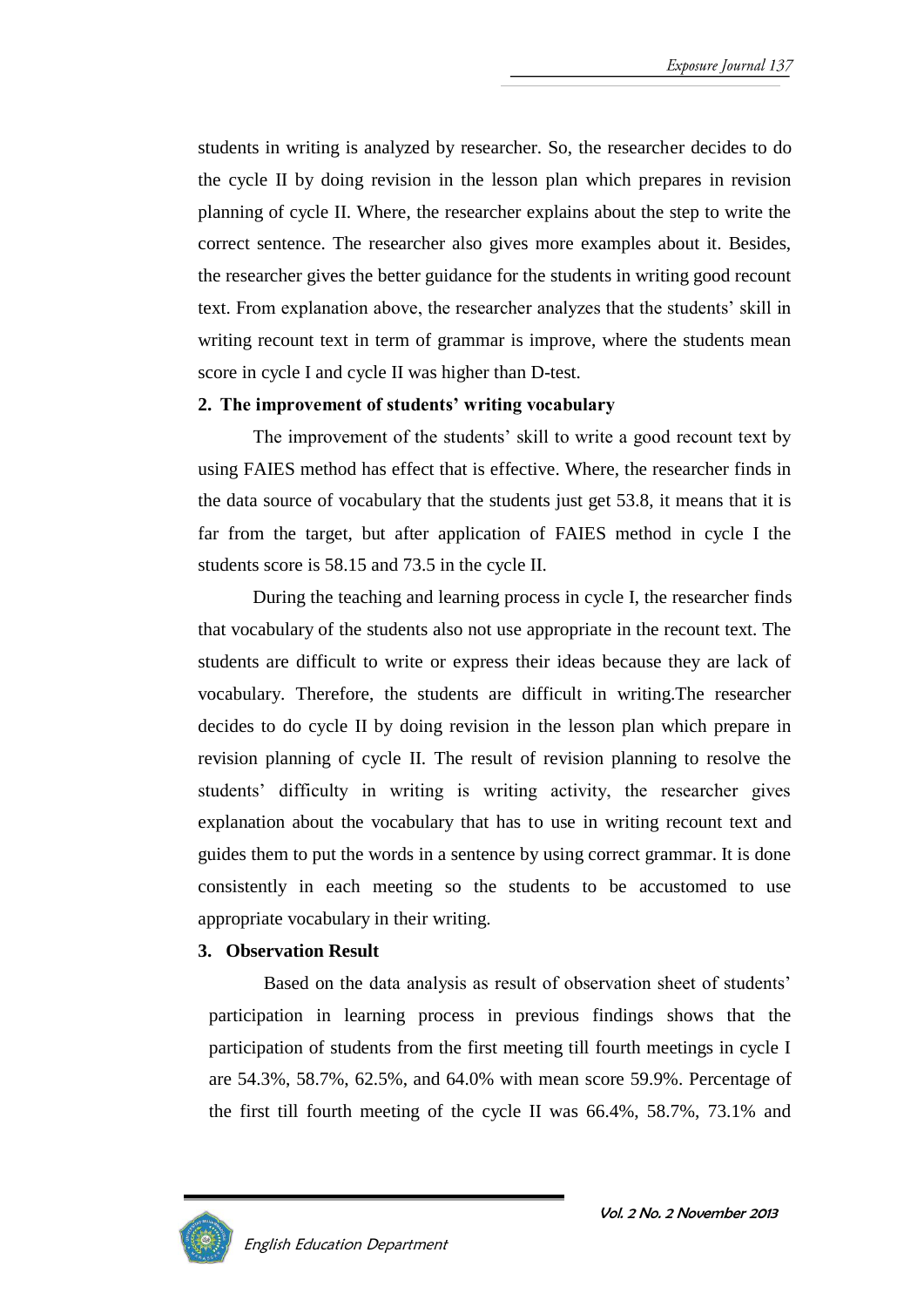students in writing is analyzed by researcher. So, the researcher decides to do the cycle II by doing revision in the lesson plan which prepares in revision planning of cycle II. Where, the researcher explains about the step to write the correct sentence. The researcher also gives more examples about it. Besides, the researcher gives the better guidance for the students in writing good recount text. From explanation above, the researcher analyzes that the students' skill in writing recount text in term of grammar is improve, where the students mean score in cycle I and cycle II was higher than D-test.

**2. The improvement of students' writing vocabulary**

The improvement of the students' skill to write a good recount text by using FAIES method has effect that is effective. Where, the researcher finds in the data source of vocabulary that the students just get 53.8, it means that it is far from the target, but after application of FAIES method in cycle I the students score is 58.15 and 73.5 in the cycle II.

During the teaching and learning process in cycle I, the researcher finds that vocabulary of the students also not use appropriate in the recount text. The students are difficult to write or express their ideas because they are lack of vocabulary. Therefore, the students are difficult in writing.The researcher decides to do cycle II by doing revision in the lesson plan which prepare in revision planning of cycle II. The result of revision planning to resolve the students' difficulty in writing is writing activity, the researcher gives explanation about the vocabulary that has to use in writing recount text and guides them to put the words in a sentence by using correct grammar. It is done consistently in each meeting so the students to be accustomed to use appropriate vocabulary in their writing.

**3. Observation Result**

Based on the data analysis as result of observation sheet of students' participation in learning process in previous findings shows that the participation of students from the first meeting till fourth meetings in cycle I are 54.3%, 58.7%, 62.5%, and 64.0% with mean score 59.9%. Percentage of the first till fourth meeting of the cycle II was 66.4%, 58.7%, 73.1% and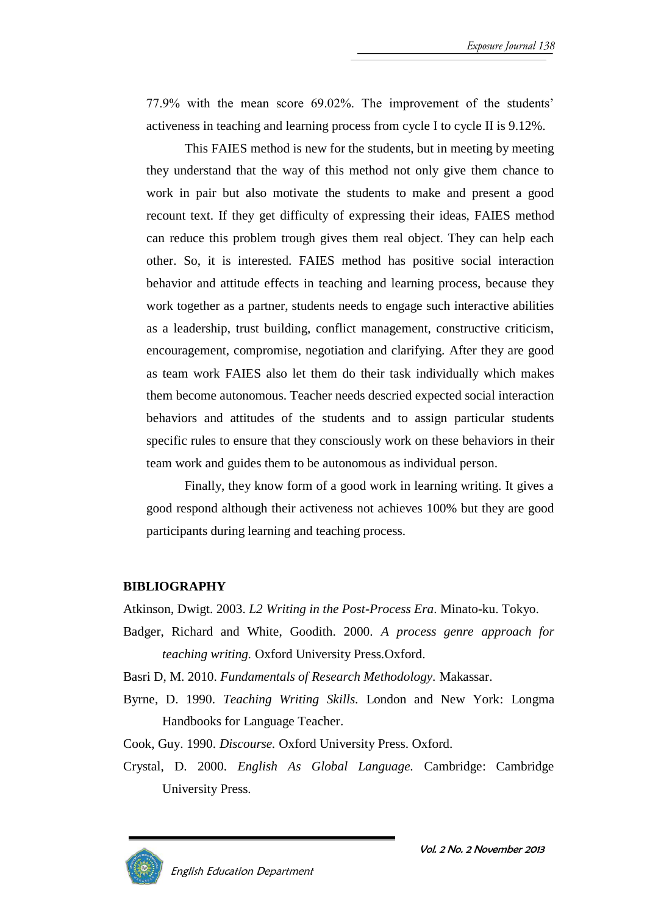77.9% with the mean score 69.02%. The improvement of the students' activeness in teaching and learning process from cycle I to cycle II is 9.12%.

This FAIES method is new for the students, but in meeting by meeting they understand that the way of this method not only give them chance to work in pair but also motivate the students to make and present a good recount text. If they get difficulty of expressing their ideas, FAIES method can reduce this problem trough gives them real object. They can help each other. So, it is interested. FAIES method has positive social interaction behavior and attitude effects in teaching and learning process, because they work together as a partner, students needs to engage such interactive abilities as a leadership, trust building, conflict management, constructive criticism, encouragement, compromise, negotiation and clarifying. After they are good as team work FAIES also let them do their task individually which makes them become autonomous. Teacher needs descried expected social interaction behaviors and attitudes of the students and to assign particular students specific rules to ensure that they consciously work on these behaviors in their team work and guides them to be autonomous as individual person.

Finally, they know form of a good work in learning writing. It gives a good respond although their activeness not achieves 100% but they are good participants during learning and teaching process.

## BIBLIOGRAPHY

Atkinson, Dwigt. 2003. *L2 Writing in the Post-Process Era*. Minato-ku. Tokyo.

Badger, Richard and White, Goodith. 2000. *A process genre approach for teaching writing.* Oxford University Press.Oxford.

Basri D, M. 2010. *Fundamentals of Research Methodology*. Makassar.

Byrne, D. 1990. *Teaching Writing Skills*. London and New York: Longma Handbooks for Language Teacher.

Cook, Guy. 1990. *Discourse.* Oxford University Press. Oxford.

Crystal, D. 2000. *English As Global Language.* Cambridge: Cambridge University Press.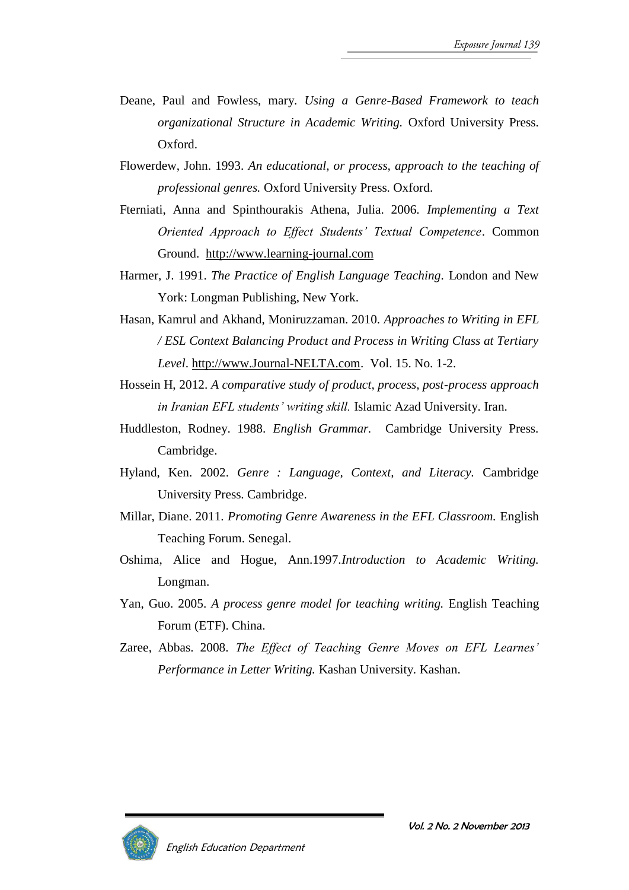Deane, Paul and Fowless, mary. *Using a Genre-Based Framework to teach organizational Structure in Academic Writing.* Oxford University Press. Oxford.

Flowerdew, John. 1993. *An educational, or process, approach to the teaching of professional genres.* Oxford University Press. Oxford.

Fterniati, Anna and Spinthourakis Athena, Julia. 2006. *Implementing a Text Oriented Approach to Effect Students' Textual Competence*. Common Ground. http://www.learning-journal.com

Harmer, J. 1991. *The Practice of English Language Teaching*. London and New York: Longman Publishing, New York.

Hasan, Kamrul and Akhand, Moniruzzaman. 2010. *Approaches to Writing in EFL / ESL Context Balancing Product and Process in Writing Class at Tertiary Level*. http://www.Journal-NELTA.com. Vol. 15. No. 1-2.

Hossein H, 2012. *A comparative study of product, process, post-process approach in Iranian EFL students' writing skill.* Islamic Azad University. Iran.

Huddleston, Rodney. 1988. *English Grammar.* Cambridge University Press. Cambridge.

Hyland, Ken. 2002. *Genre : Language, Context, and Literacy.* Cambridge University Press. Cambridge.

Millar, Diane. 2011. *Promoting Genre Awareness in the EFL Classroom.* English Teaching Forum. Senegal.

Oshima, Alice and Hogue, Ann.1997.*Introduction to Academic Writing.* Longman.

Yan, Guo. 2005. *A process genre model for teaching writing.* English Teaching Forum (ETF). China.

Zaree, Abbas. 2008. *The Effect of Teaching Genre Moves on EFL Learnes' Performance in Letter Writing.* Kashan University. Kashan.